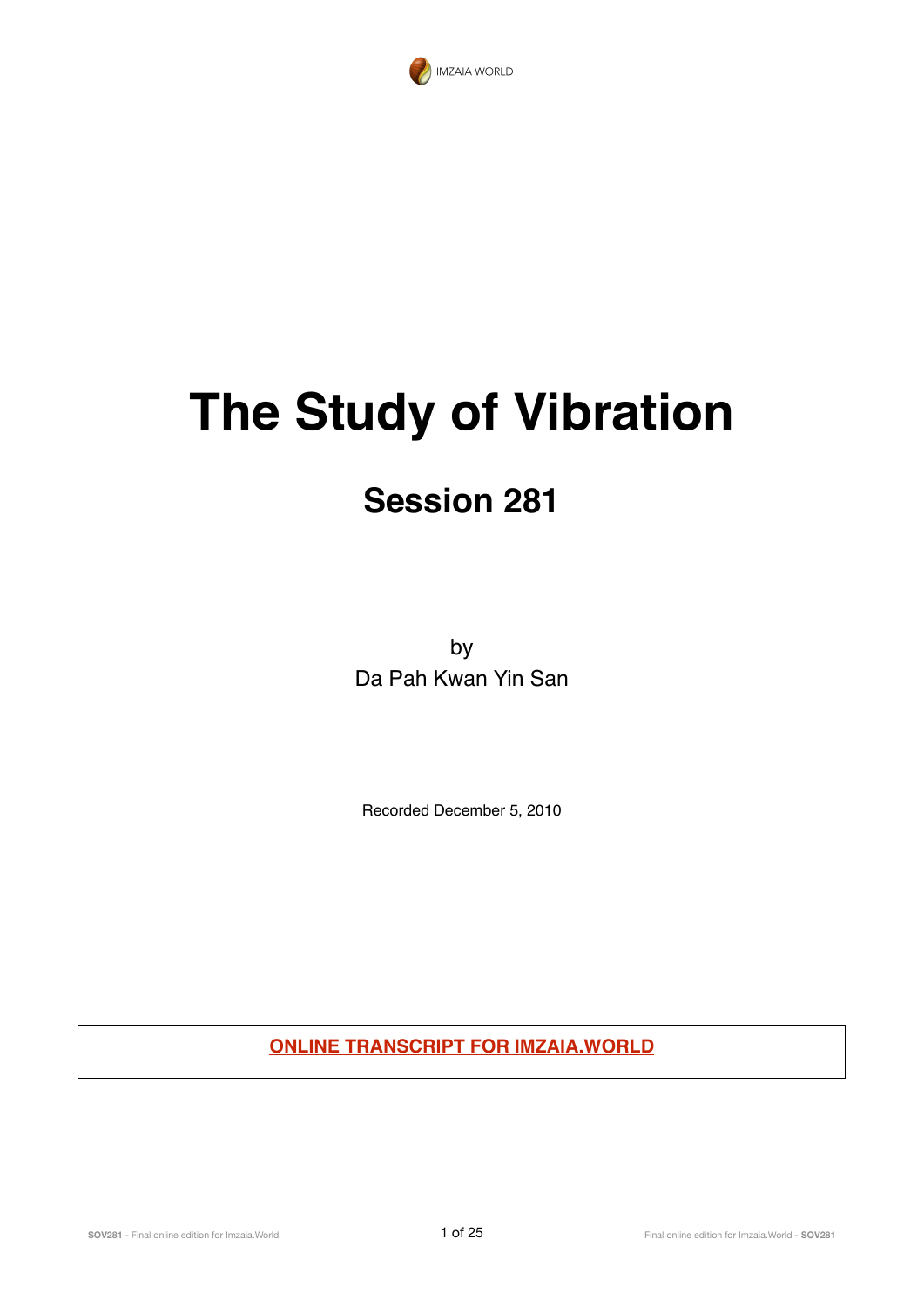IMZAIA WORLD

# The Study of Vibration

## Session 281

by
Da Pah Kwan Yin San

Recorded December 5, 2010

**ONLINE TRANSCRIPT FOR IMZAIA.WORLD**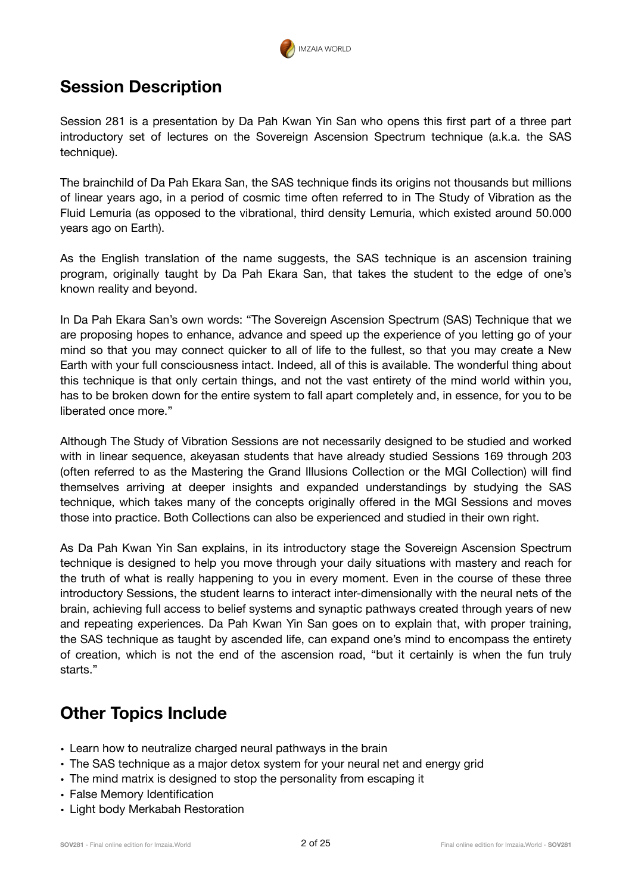## Session Description

Session 281 is a presentation by Da Pah Kwan Yin San who opens this first part of a three part introductory set of lectures on the Sovereign Ascension Spectrum technique (a.k.a. the SAS technique).

The brainchild of Da Pah Ekara San, the SAS technique finds its origins not thousands but millions of linear years ago, in a period of cosmic time often referred to in The Study of Vibration as the Fluid Lemuria (as opposed to the vibrational, third density Lemuria, which existed around 50.000 years ago on Earth).

As the English translation of the name suggests, the SAS technique is an ascension training program, originally taught by Da Pah Ekara San, that takes the student to the edge of one's known reality and beyond.

In Da Pah Ekara San's own words: "The Sovereign Ascension Spectrum (SAS) Technique that we are proposing hopes to enhance, advance and speed up the experience of you letting go of your mind so that you may connect quicker to all of life to the fullest, so that you may create a New Earth with your full consciousness intact. Indeed, all of this is available. The wonderful thing about this technique is that only certain things, and not the vast entirety of the mind world within you, has to be broken down for the entire system to fall apart completely and, in essence, for you to be liberated once more."

Although The Study of Vibration Sessions are not necessarily designed to be studied and worked with in linear sequence, akeyasan students that have already studied Sessions 169 through 203 (often referred to as the Mastering the Grand Illusions Collection or the MGI Collection) will find themselves arriving at deeper insights and expanded understandings by studying the SAS technique, which takes many of the concepts originally offered in the MGI Sessions and moves those into practice. Both Collections can also be experienced and studied in their own right.

As Da Pah Kwan Yin San explains, in its introductory stage the Sovereign Ascension Spectrum technique is designed to help you move through your daily situations with mastery and reach for the truth of what is really happening to you in every moment. Even in the course of these three introductory Sessions, the student learns to interact inter-dimensionally with the neural nets of the brain, achieving full access to belief systems and synaptic pathways created through years of new and repeating experiences. Da Pah Kwan Yin San goes on to explain that, with proper training, the SAS technique as taught by ascended life, can expand one's mind to encompass the entirety of creation, which is not the end of the ascension road, "but it certainly is when the fun truly starts."

## Other Topics Include

- Learn how to neutralize charged neural pathways in the brain
- The SAS technique as a major detox system for your neural net and energy grid
- The mind matrix is designed to stop the personality from escaping it
- False Memory Identification
- Light body Merkabah Restoration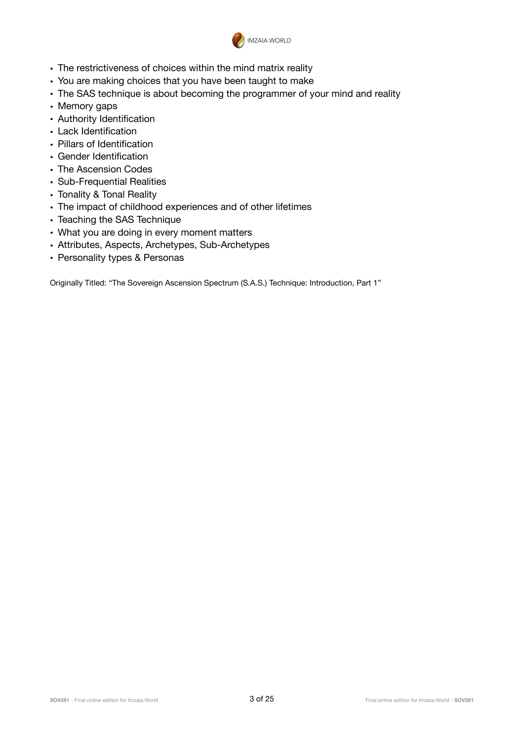- The restrictiveness of choices within the mind matrix reality
- You are making choices that you have been taught to make
- The SAS technique is about becoming the programmer of your mind and reality
- Memory gaps
- Authority Identification
- Lack Identification
- Pillars of Identification
- Gender Identification
- The Ascension Codes
- Sub-Frequential Realities
- Tonality & Tonal Reality
- The impact of childhood experiences and of other lifetimes
- Teaching the SAS Technique
- What you are doing in every moment matters
- Attributes, Aspects, Archetypes, Sub-Archetypes
- Personality types & Personas

Originally Titled: "The Sovereign Ascension Spectrum (S.A.S.) Technique: Introduction, Part 1"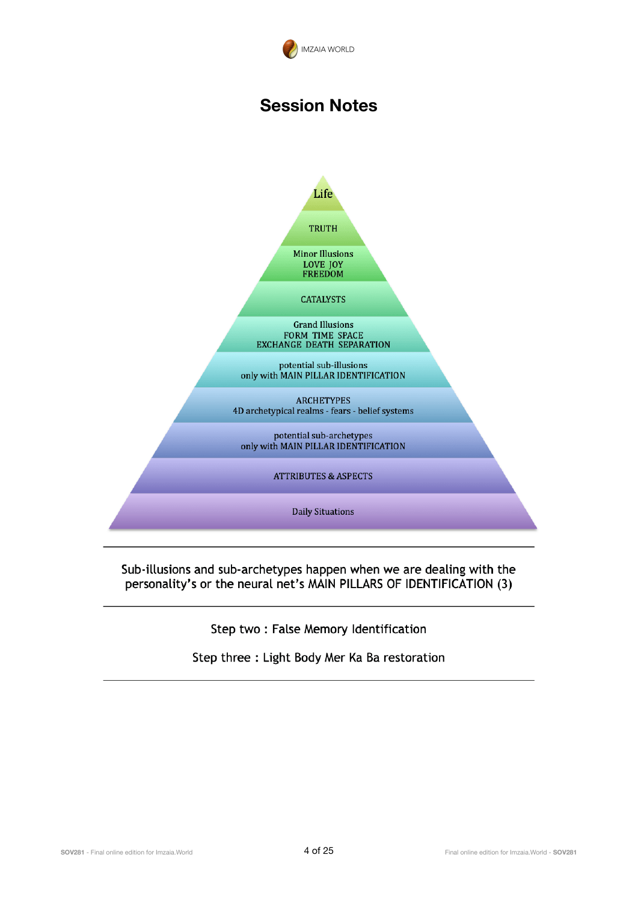# Session Notes

Life

TRUTH

Minor Illusions
LOVE JOY
FREEDOM

CATALYSTS

Grand Illusions
FORM TIME SPACE
EXCHANGE DEATH SEPARATION

potential sub-illusions
only with MAIN PILLAR IDENTIFICATION

ARCHETYPES
4D archetypical realms - fears - belief systems

potential sub-archetypes
only with MAIN PILLAR IDENTIFICATION

ATTRIBUTES & ASPECTS

Daily Situations

---

Sub-illusions and sub-archetypes happen when we are dealing with the personality's or the neural net's MAIN PILLARS OF IDENTIFICATION (3)

---

Step two : False Memory Identification

Step three : Light Body Mer Ka Ba restoration

---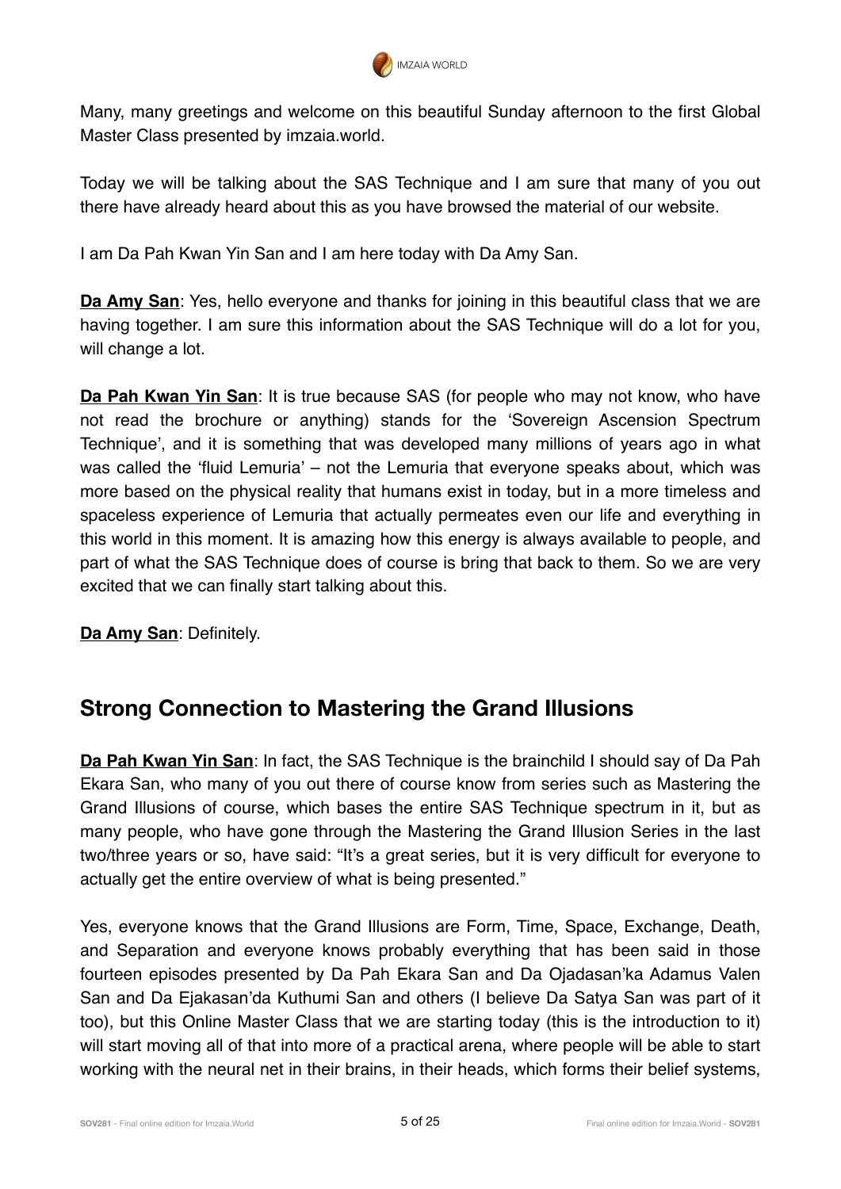Many, many greetings and welcome on this beautiful Sunday afternoon to the first Global Master Class presented by imzaia.world.

Today we will be talking about the SAS Technique and I am sure that many of you out there have already heard about this as you have browsed the material of our website.

I am Da Pah Kwan Yin San and I am here today with Da Amy San.

**Da Amy San**: Yes, hello everyone and thanks for joining in this beautiful class that we are having together. I am sure this information about the SAS Technique will do a lot for you, will change a lot.

**Da Pah Kwan Yin San**: It is true because SAS (for people who may not know, who have not read the brochure or anything) stands for the 'Sovereign Ascension Spectrum Technique', and it is something that was developed many millions of years ago in what was called the 'fluid Lemuria' – not the Lemuria that everyone speaks about, which was more based on the physical reality that humans exist in today, but in a more timeless and spaceless experience of Lemuria that actually permeates even our life and everything in this world in this moment. It is amazing how this energy is always available to people, and part of what the SAS Technique does of course is bring that back to them. So we are very excited that we can finally start talking about this.

**Da Amy San**: Definitely.

## Strong Connection to Mastering the Grand Illusions

**Da Pah Kwan Yin San**: In fact, the SAS Technique is the brainchild I should say of Da Pah Ekara San, who many of you out there of course know from series such as Mastering the Grand Illusions of course, which bases the entire SAS Technique spectrum in it, but as many people, who have gone through the Mastering the Grand Illusion Series in the last two/three years or so, have said: "It's a great series, but it is very difficult for everyone to actually get the entire overview of what is being presented."

Yes, everyone knows that the Grand Illusions are Form, Time, Space, Exchange, Death, and Separation and everyone knows probably everything that has been said in those fourteen episodes presented by Da Pah Ekara San and Da Ojadasan'ka Adamus Valen San and Da Ejakasan'da Kuthumi San and others (I believe Da Satya San was part of it too), but this Online Master Class that we are starting today (this is the introduction to it) will start moving all of that into more of a practical arena, where people will be able to start working with the neural net in their brains, in their heads, which forms their belief systems,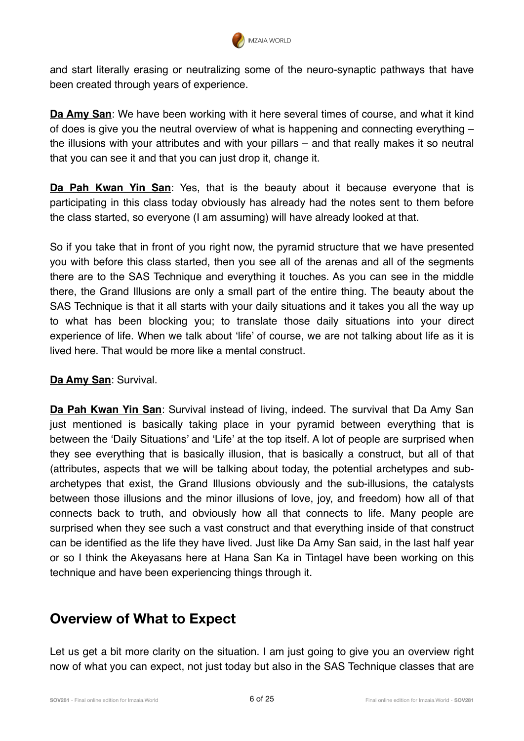and start literally erasing or neutralizing some of the neuro-synaptic pathways that have been created through years of experience.

**Da Amy San**: We have been working with it here several times of course, and what it kind of does is give you the neutral overview of what is happening and connecting everything – the illusions with your attributes and with your pillars – and that really makes it so neutral that you can see it and that you can just drop it, change it.

**Da Pah Kwan Yin San**: Yes, that is the beauty about it because everyone that is participating in this class today obviously has already had the notes sent to them before the class started, so everyone (I am assuming) will have already looked at that.

So if you take that in front of you right now, the pyramid structure that we have presented you with before this class started, then you see all of the arenas and all of the segments there are to the SAS Technique and everything it touches. As you can see in the middle there, the Grand Illusions are only a small part of the entire thing. The beauty about the SAS Technique is that it all starts with your daily situations and it takes you all the way up to what has been blocking you; to translate those daily situations into your direct experience of life. When we talk about 'life' of course, we are not talking about life as it is lived here. That would be more like a mental construct.

**Da Amy San**: Survival.

**Da Pah Kwan Yin San**: Survival instead of living, indeed. The survival that Da Amy San just mentioned is basically taking place in your pyramid between everything that is between the 'Daily Situations' and 'Life' at the top itself. A lot of people are surprised when they see everything that is basically illusion, that is basically a construct, but all of that (attributes, aspects that we will be talking about today, the potential archetypes and sub-archetypes that exist, the Grand Illusions obviously and the sub-illusions, the catalysts between those illusions and the minor illusions of love, joy, and freedom) how all of that connects back to truth, and obviously how all that connects to life. Many people are surprised when they see such a vast construct and that everything inside of that construct can be identified as the life they have lived. Just like Da Amy San said, in the last half year or so I think the Akeyasans here at Hana San Ka in Tintagel have been working on this technique and have been experiencing things through it.

## Overview of What to Expect

Let us get a bit more clarity on the situation. I am just going to give you an overview right now of what you can expect, not just today but also in the SAS Technique classes that are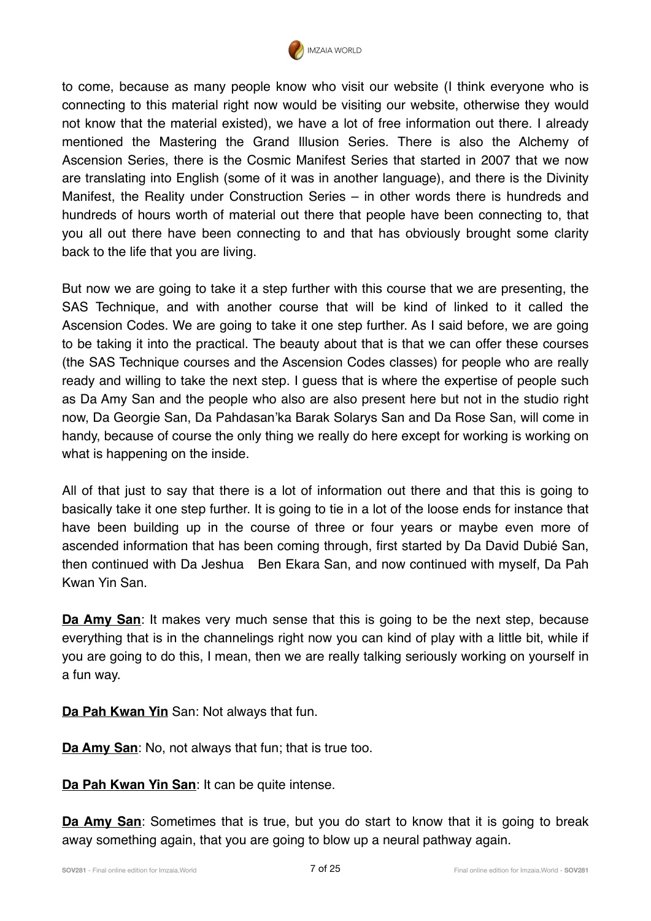to come, because as many people know who visit our website (I think everyone who is connecting to this material right now would be visiting our website, otherwise they would not know that the material existed), we have a lot of free information out there. I already mentioned the Mastering the Grand Illusion Series. There is also the Alchemy of Ascension Series, there is the Cosmic Manifest Series that started in 2007 that we now are translating into English (some of it was in another language), and there is the Divinity Manifest, the Reality under Construction Series – in other words there is hundreds and hundreds of hours worth of material out there that people have been connecting to, that you all out there have been connecting to and that has obviously brought some clarity back to the life that you are living.

But now we are going to take it a step further with this course that we are presenting, the SAS Technique, and with another course that will be kind of linked to it called the Ascension Codes. We are going to take it one step further. As I said before, we are going to be taking it into the practical. The beauty about that is that we can offer these courses (the SAS Technique courses and the Ascension Codes classes) for people who are really ready and willing to take the next step. I guess that is where the expertise of people such as Da Amy San and the people who also are also present here but not in the studio right now, Da Georgie San, Da Pahdasan'ka Barak Solarys San and Da Rose San, will come in handy, because of course the only thing we really do here except for working is working on what is happening on the inside.

All of that just to say that there is a lot of information out there and that this is going to basically take it one step further. It is going to tie in a lot of the loose ends for instance that have been building up in the course of three or four years or maybe even more of ascended information that has been coming through, first started by Da David Dubié San, then continued with Da Jeshua Ben Ekara San, and now continued with myself, Da Pah Kwan Yin San.

**Da Amy San**: It makes very much sense that this is going to be the next step, because everything that is in the channelings right now you can kind of play with a little bit, while if you are going to do this, I mean, then we are really talking seriously working on yourself in a fun way.

**Da Pah Kwan Yin** San: Not always that fun.

**Da Amy San**: No, not always that fun; that is true too.

**Da Pah Kwan Yin San**: It can be quite intense.

**Da Amy San**: Sometimes that is true, but you do start to know that it is going to break away something again, that you are going to blow up a neural pathway again.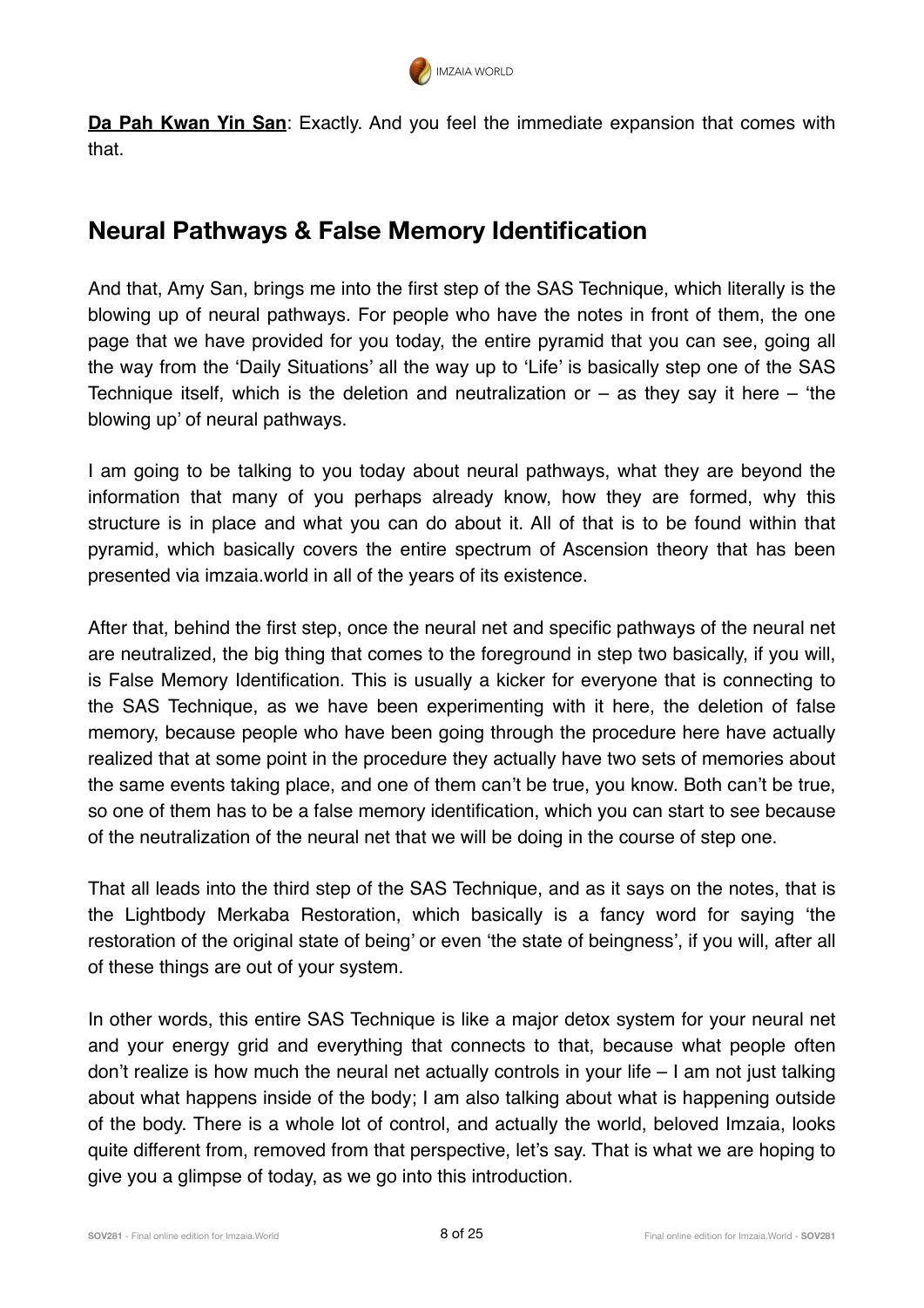**Da Pah Kwan Yin San**: Exactly. And you feel the immediate expansion that comes with that.

## Neural Pathways & False Memory Identification

And that, Amy San, brings me into the first step of the SAS Technique, which literally is the blowing up of neural pathways. For people who have the notes in front of them, the one page that we have provided for you today, the entire pyramid that you can see, going all the way from the 'Daily Situations' all the way up to 'Life' is basically step one of the SAS Technique itself, which is the deletion and neutralization or – as they say it here – 'the blowing up' of neural pathways.

I am going to be talking to you today about neural pathways, what they are beyond the information that many of you perhaps already know, how they are formed, why this structure is in place and what you can do about it. All of that is to be found within that pyramid, which basically covers the entire spectrum of Ascension theory that has been presented via imzaia.world in all of the years of its existence.

After that, behind the first step, once the neural net and specific pathways of the neural net are neutralized, the big thing that comes to the foreground in step two basically, if you will, is False Memory Identification. This is usually a kicker for everyone that is connecting to the SAS Technique, as we have been experimenting with it here, the deletion of false memory, because people who have been going through the procedure here have actually realized that at some point in the procedure they actually have two sets of memories about the same events taking place, and one of them can't be true, you know. Both can't be true, so one of them has to be a false memory identification, which you can start to see because of the neutralization of the neural net that we will be doing in the course of step one.

That all leads into the third step of the SAS Technique, and as it says on the notes, that is the Lightbody Merkaba Restoration, which basically is a fancy word for saying 'the restoration of the original state of being' or even 'the state of beingness', if you will, after all of these things are out of your system.

In other words, this entire SAS Technique is like a major detox system for your neural net and your energy grid and everything that connects to that, because what people often don't realize is how much the neural net actually controls in your life – I am not just talking about what happens inside of the body; I am also talking about what is happening outside of the body. There is a whole lot of control, and actually the world, beloved Imzaia, looks quite different from, removed from that perspective, let's say. That is what we are hoping to give you a glimpse of today, as we go into this introduction.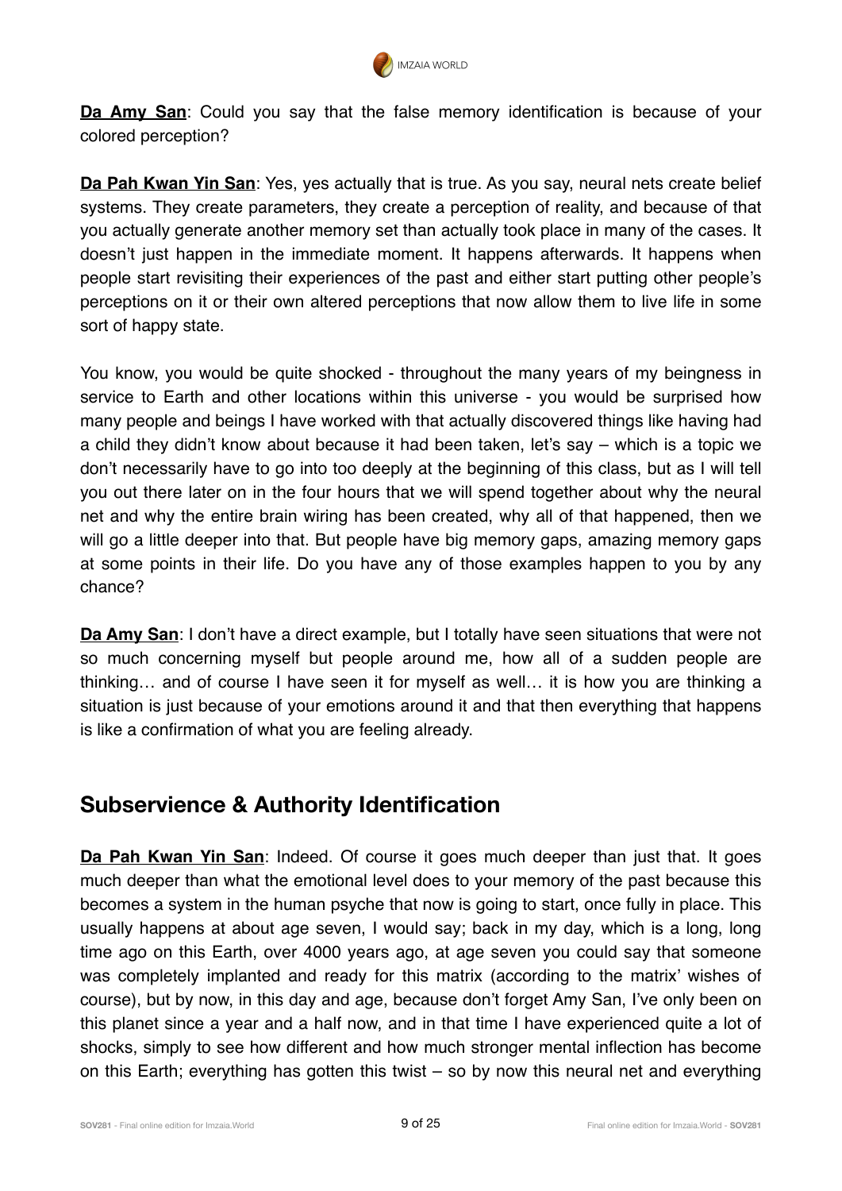**Da Amy San**: Could you say that the false memory identification is because of your colored perception?

**Da Pah Kwan Yin San**: Yes, yes actually that is true. As you say, neural nets create belief systems. They create parameters, they create a perception of reality, and because of that you actually generate another memory set than actually took place in many of the cases. It doesn't just happen in the immediate moment. It happens afterwards. It happens when people start revisiting their experiences of the past and either start putting other people's perceptions on it or their own altered perceptions that now allow them to live life in some sort of happy state.

You know, you would be quite shocked - throughout the many years of my beingness in service to Earth and other locations within this universe - you would be surprised how many people and beings I have worked with that actually discovered things like having had a child they didn't know about because it had been taken, let's say – which is a topic we don't necessarily have to go into too deeply at the beginning of this class, but as I will tell you out there later on in the four hours that we will spend together about why the neural net and why the entire brain wiring has been created, why all of that happened, then we will go a little deeper into that. But people have big memory gaps, amazing memory gaps at some points in their life. Do you have any of those examples happen to you by any chance?

**Da Amy San**: I don't have a direct example, but I totally have seen situations that were not so much concerning myself but people around me, how all of a sudden people are thinking… and of course I have seen it for myself as well… it is how you are thinking a situation is just because of your emotions around it and that then everything that happens is like a confirmation of what you are feeling already.

## Subservience & Authority Identification

**Da Pah Kwan Yin San**: Indeed. Of course it goes much deeper than just that. It goes much deeper than what the emotional level does to your memory of the past because this becomes a system in the human psyche that now is going to start, once fully in place. This usually happens at about age seven, I would say; back in my day, which is a long, long time ago on this Earth, over 4000 years ago, at age seven you could say that someone was completely implanted and ready for this matrix (according to the matrix' wishes of course), but by now, in this day and age, because don't forget Amy San, I've only been on this planet since a year and a half now, and in that time I have experienced quite a lot of shocks, simply to see how different and how much stronger mental inflection has become on this Earth; everything has gotten this twist – so by now this neural net and everything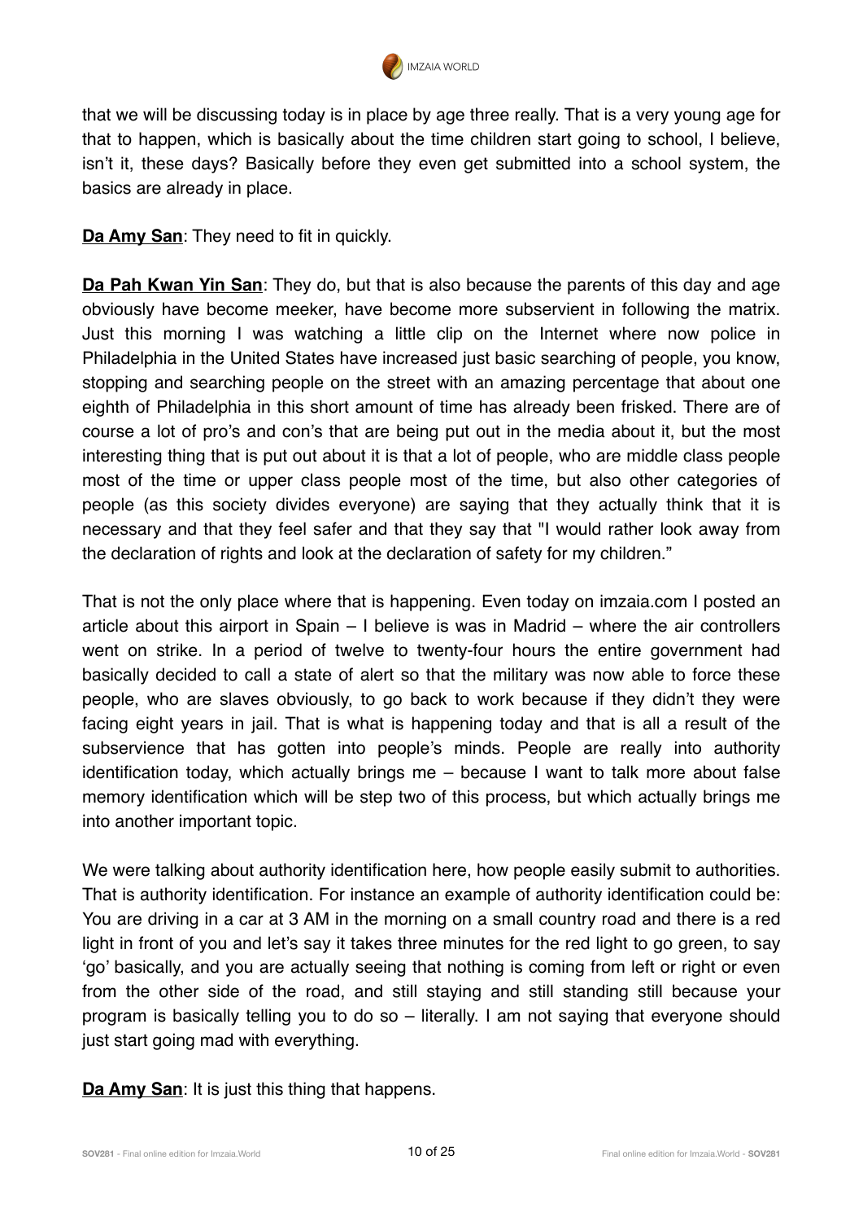that we will be discussing today is in place by age three really. That is a very young age for that to happen, which is basically about the time children start going to school, I believe, isn't it, these days? Basically before they even get submitted into a school system, the basics are already in place.

**Da Amy San**: They need to fit in quickly.

**Da Pah Kwan Yin San**: They do, but that is also because the parents of this day and age obviously have become meeker, have become more subservient in following the matrix. Just this morning I was watching a little clip on the Internet where now police in Philadelphia in the United States have increased just basic searching of people, you know, stopping and searching people on the street with an amazing percentage that about one eighth of Philadelphia in this short amount of time has already been frisked. There are of course a lot of pro's and con's that are being put out in the media about it, but the most interesting thing that is put out about it is that a lot of people, who are middle class people most of the time or upper class people most of the time, but also other categories of people (as this society divides everyone) are saying that they actually think that it is necessary and that they feel safer and that they say that "I would rather look away from the declaration of rights and look at the declaration of safety for my children."

That is not the only place where that is happening. Even today on imzaia.com I posted an article about this airport in Spain – I believe is was in Madrid – where the air controllers went on strike. In a period of twelve to twenty-four hours the entire government had basically decided to call a state of alert so that the military was now able to force these people, who are slaves obviously, to go back to work because if they didn't they were facing eight years in jail. That is what is happening today and that is all a result of the subservience that has gotten into people's minds. People are really into authority identification today, which actually brings me – because I want to talk more about false memory identification which will be step two of this process, but which actually brings me into another important topic.

We were talking about authority identification here, how people easily submit to authorities. That is authority identification. For instance an example of authority identification could be: You are driving in a car at 3 AM in the morning on a small country road and there is a red light in front of you and let's say it takes three minutes for the red light to go green, to say 'go' basically, and you are actually seeing that nothing is coming from left or right or even from the other side of the road, and still staying and still standing still because your program is basically telling you to do so – literally. I am not saying that everyone should just start going mad with everything.

**Da Amy San**: It is just this thing that happens.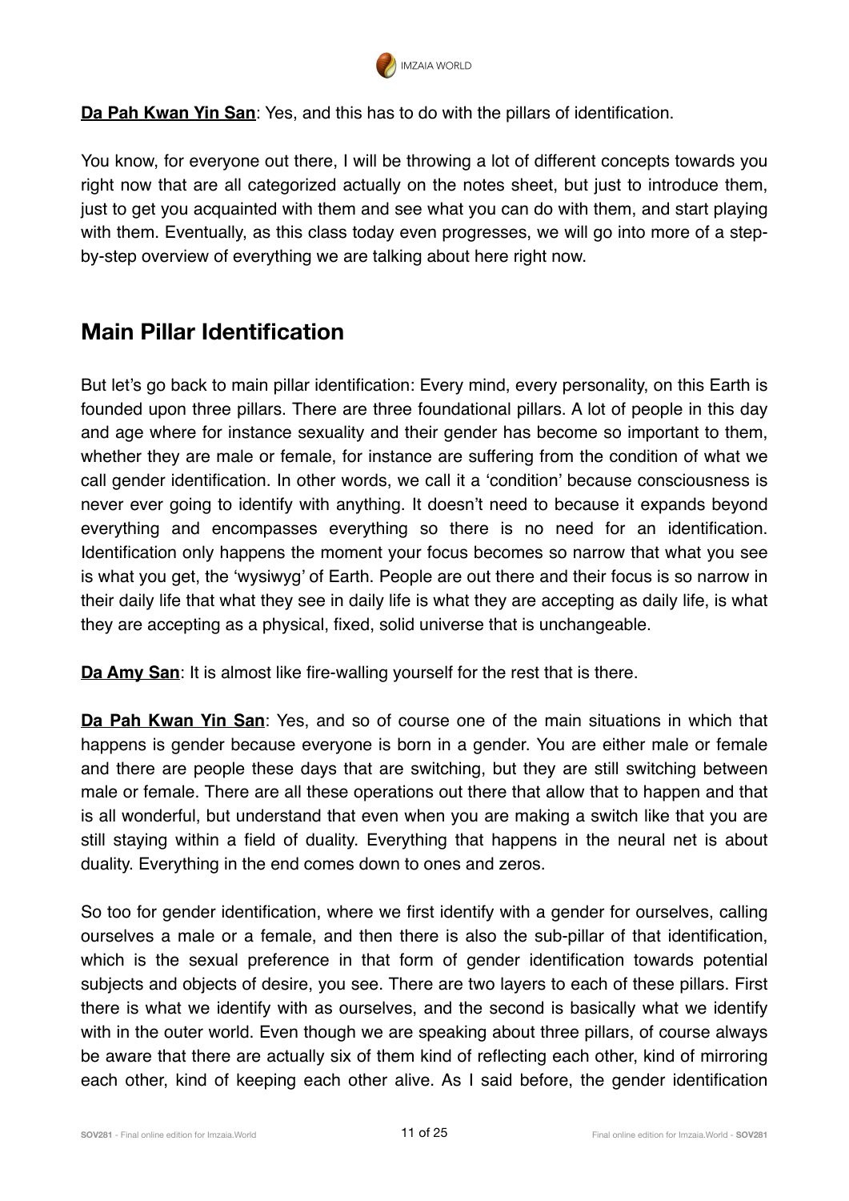**Da Pah Kwan Yin San**: Yes, and this has to do with the pillars of identification.

You know, for everyone out there, I will be throwing a lot of different concepts towards you right now that are all categorized actually on the notes sheet, but just to introduce them, just to get you acquainted with them and see what you can do with them, and start playing with them. Eventually, as this class today even progresses, we will go into more of a step-by-step overview of everything we are talking about here right now.

## Main Pillar Identification

But let's go back to main pillar identification: Every mind, every personality, on this Earth is founded upon three pillars. There are three foundational pillars. A lot of people in this day and age where for instance sexuality and their gender has become so important to them, whether they are male or female, for instance are suffering from the condition of what we call gender identification. In other words, we call it a 'condition' because consciousness is never ever going to identify with anything. It doesn't need to because it expands beyond everything and encompasses everything so there is no need for an identification. Identification only happens the moment your focus becomes so narrow that what you see is what you get, the 'wysiwyg' of Earth. People are out there and their focus is so narrow in their daily life that what they see in daily life is what they are accepting as daily life, is what they are accepting as a physical, fixed, solid universe that is unchangeable.

**Da Amy San**: It is almost like fire-walling yourself for the rest that is there.

**Da Pah Kwan Yin San**: Yes, and so of course one of the main situations in which that happens is gender because everyone is born in a gender. You are either male or female and there are people these days that are switching, but they are still switching between male or female. There are all these operations out there that allow that to happen and that is all wonderful, but understand that even when you are making a switch like that you are still staying within a field of duality. Everything that happens in the neural net is about duality. Everything in the end comes down to ones and zeros.

So too for gender identification, where we first identify with a gender for ourselves, calling ourselves a male or a female, and then there is also the sub-pillar of that identification, which is the sexual preference in that form of gender identification towards potential subjects and objects of desire, you see. There are two layers to each of these pillars. First there is what we identify with as ourselves, and the second is basically what we identify with in the outer world. Even though we are speaking about three pillars, of course always be aware that there are actually six of them kind of reflecting each other, kind of mirroring each other, kind of keeping each other alive. As I said before, the gender identification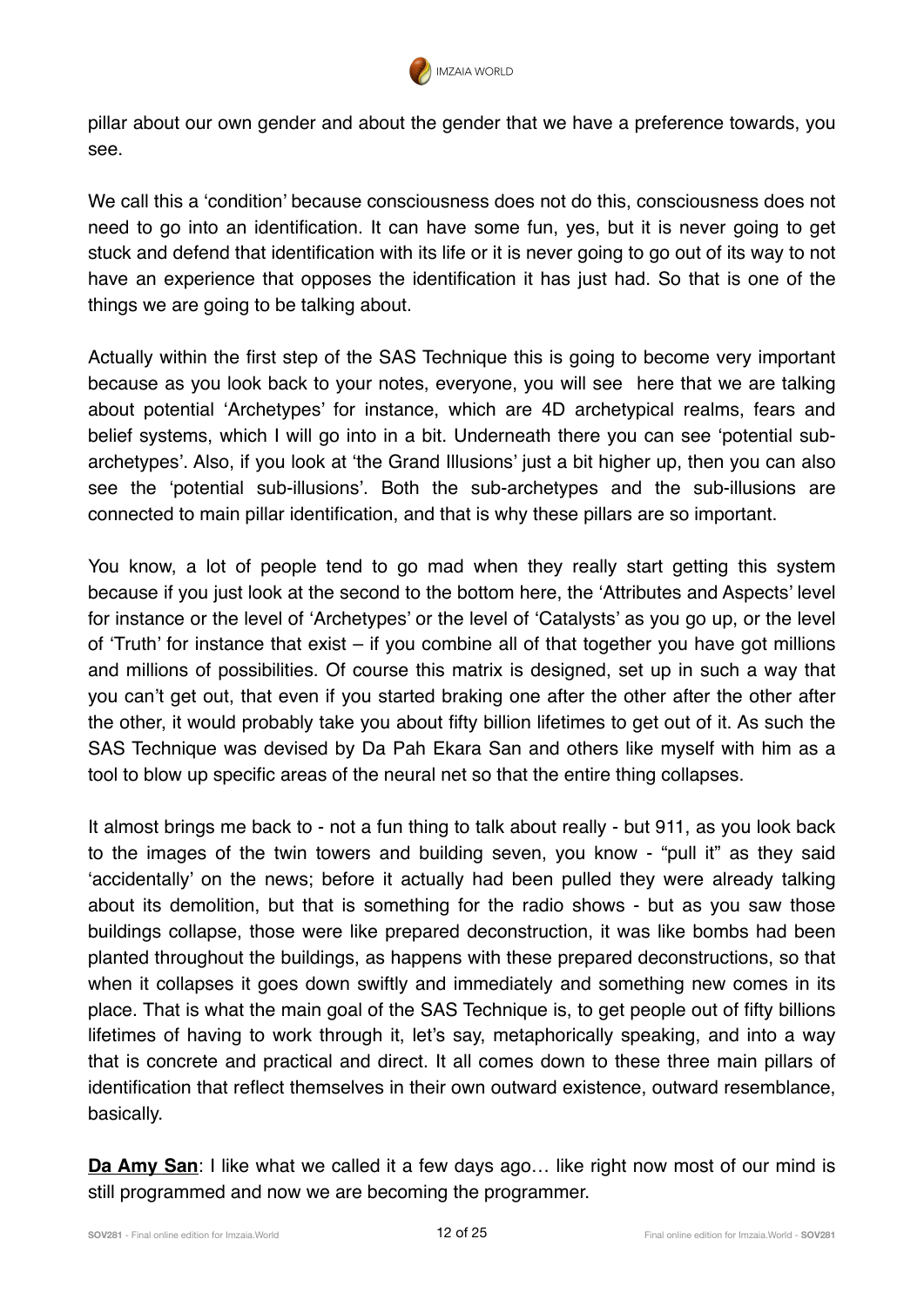pillar about our own gender and about the gender that we have a preference towards, you see.

We call this a 'condition' because consciousness does not do this, consciousness does not need to go into an identification. It can have some fun, yes, but it is never going to get stuck and defend that identification with its life or it is never going to go out of its way to not have an experience that opposes the identification it has just had. So that is one of the things we are going to be talking about.

Actually within the first step of the SAS Technique this is going to become very important because as you look back to your notes, everyone, you will see here that we are talking about potential 'Archetypes' for instance, which are 4D archetypical realms, fears and belief systems, which I will go into in a bit. Underneath there you can see 'potential sub-archetypes'. Also, if you look at 'the Grand Illusions' just a bit higher up, then you can also see the 'potential sub-illusions'. Both the sub-archetypes and the sub-illusions are connected to main pillar identification, and that is why these pillars are so important.

You know, a lot of people tend to go mad when they really start getting this system because if you just look at the second to the bottom here, the 'Attributes and Aspects' level for instance or the level of 'Archetypes' or the level of 'Catalysts' as you go up, or the level of 'Truth' for instance that exist – if you combine all of that together you have got millions and millions of possibilities. Of course this matrix is designed, set up in such a way that you can't get out, that even if you started braking one after the other after the other after the other, it would probably take you about fifty billion lifetimes to get out of it. As such the SAS Technique was devised by Da Pah Ekara San and others like myself with him as a tool to blow up specific areas of the neural net so that the entire thing collapses.

It almost brings me back to - not a fun thing to talk about really - but 911, as you look back to the images of the twin towers and building seven, you know - "pull it" as they said 'accidentally' on the news; before it actually had been pulled they were already talking about its demolition, but that is something for the radio shows - but as you saw those buildings collapse, those were like prepared deconstruction, it was like bombs had been planted throughout the buildings, as happens with these prepared deconstructions, so that when it collapses it goes down swiftly and immediately and something new comes in its place. That is what the main goal of the SAS Technique is, to get people out of fifty billions lifetimes of having to work through it, let's say, metaphorically speaking, and into a way that is concrete and practical and direct. It all comes down to these three main pillars of identification that reflect themselves in their own outward existence, outward resemblance, basically.

**Da Amy San**: I like what we called it a few days ago… like right now most of our mind is still programmed and now we are becoming the programmer.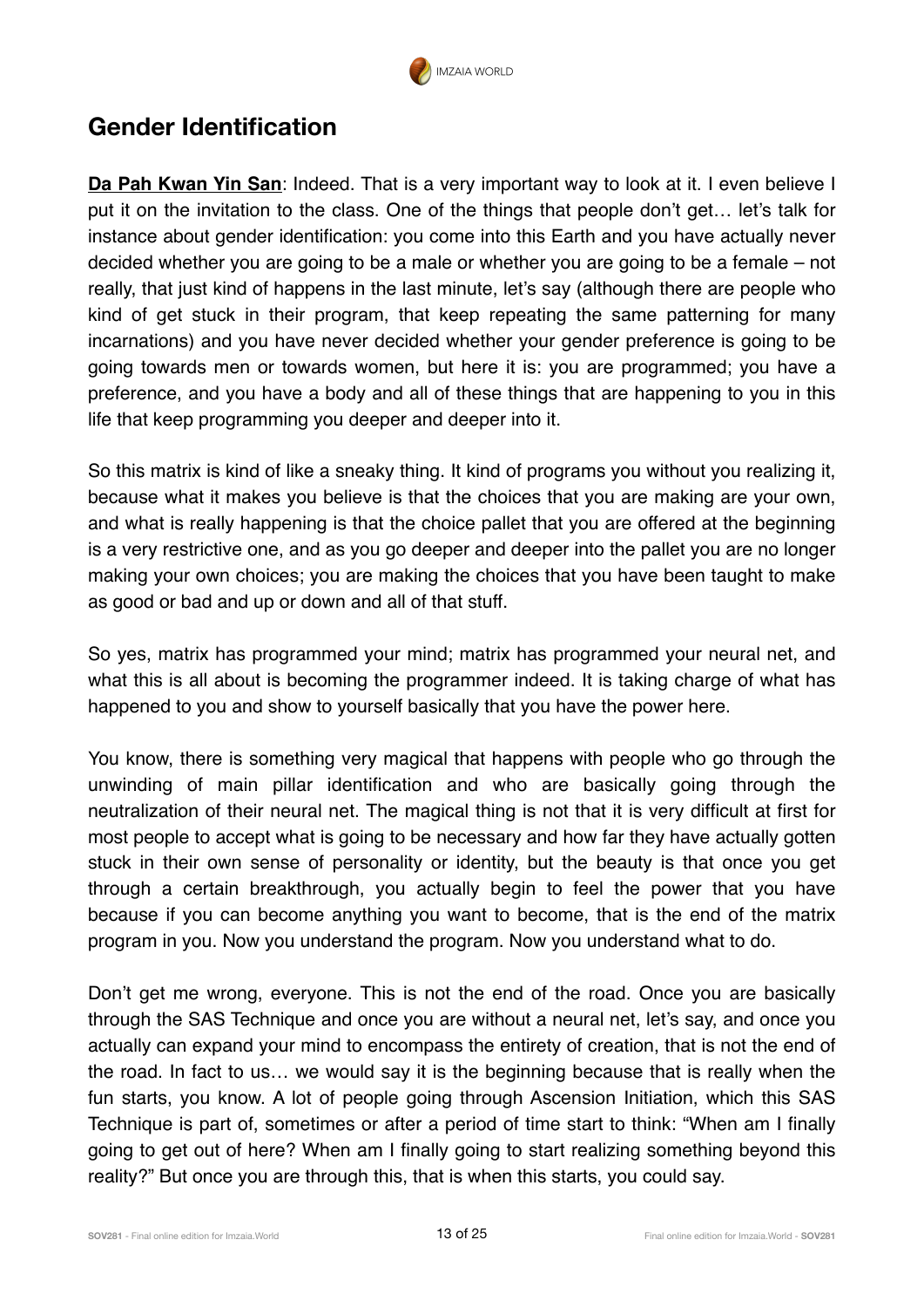## Gender Identification

**Da Pah Kwan Yin San**: Indeed. That is a very important way to look at it. I even believe I put it on the invitation to the class. One of the things that people don't get… let's talk for instance about gender identification: you come into this Earth and you have actually never decided whether you are going to be a male or whether you are going to be a female – not really, that just kind of happens in the last minute, let's say (although there are people who kind of get stuck in their program, that keep repeating the same patterning for many incarnations) and you have never decided whether your gender preference is going to be going towards men or towards women, but here it is: you are programmed; you have a preference, and you have a body and all of these things that are happening to you in this life that keep programming you deeper and deeper into it.

So this matrix is kind of like a sneaky thing. It kind of programs you without you realizing it, because what it makes you believe is that the choices that you are making are your own, and what is really happening is that the choice pallet that you are offered at the beginning is a very restrictive one, and as you go deeper and deeper into the pallet you are no longer making your own choices; you are making the choices that you have been taught to make as good or bad and up or down and all of that stuff.

So yes, matrix has programmed your mind; matrix has programmed your neural net, and what this is all about is becoming the programmer indeed. It is taking charge of what has happened to you and show to yourself basically that you have the power here.

You know, there is something very magical that happens with people who go through the unwinding of main pillar identification and who are basically going through the neutralization of their neural net. The magical thing is not that it is very difficult at first for most people to accept what is going to be necessary and how far they have actually gotten stuck in their own sense of personality or identity, but the beauty is that once you get through a certain breakthrough, you actually begin to feel the power that you have because if you can become anything you want to become, that is the end of the matrix program in you. Now you understand the program. Now you understand what to do.

Don't get me wrong, everyone. This is not the end of the road. Once you are basically through the SAS Technique and once you are without a neural net, let's say, and once you actually can expand your mind to encompass the entirety of creation, that is not the end of the road. In fact to us… we would say it is the beginning because that is really when the fun starts, you know. A lot of people going through Ascension Initiation, which this SAS Technique is part of, sometimes or after a period of time start to think: "When am I finally going to get out of here? When am I finally going to start realizing something beyond this reality?" But once you are through this, that is when this starts, you could say.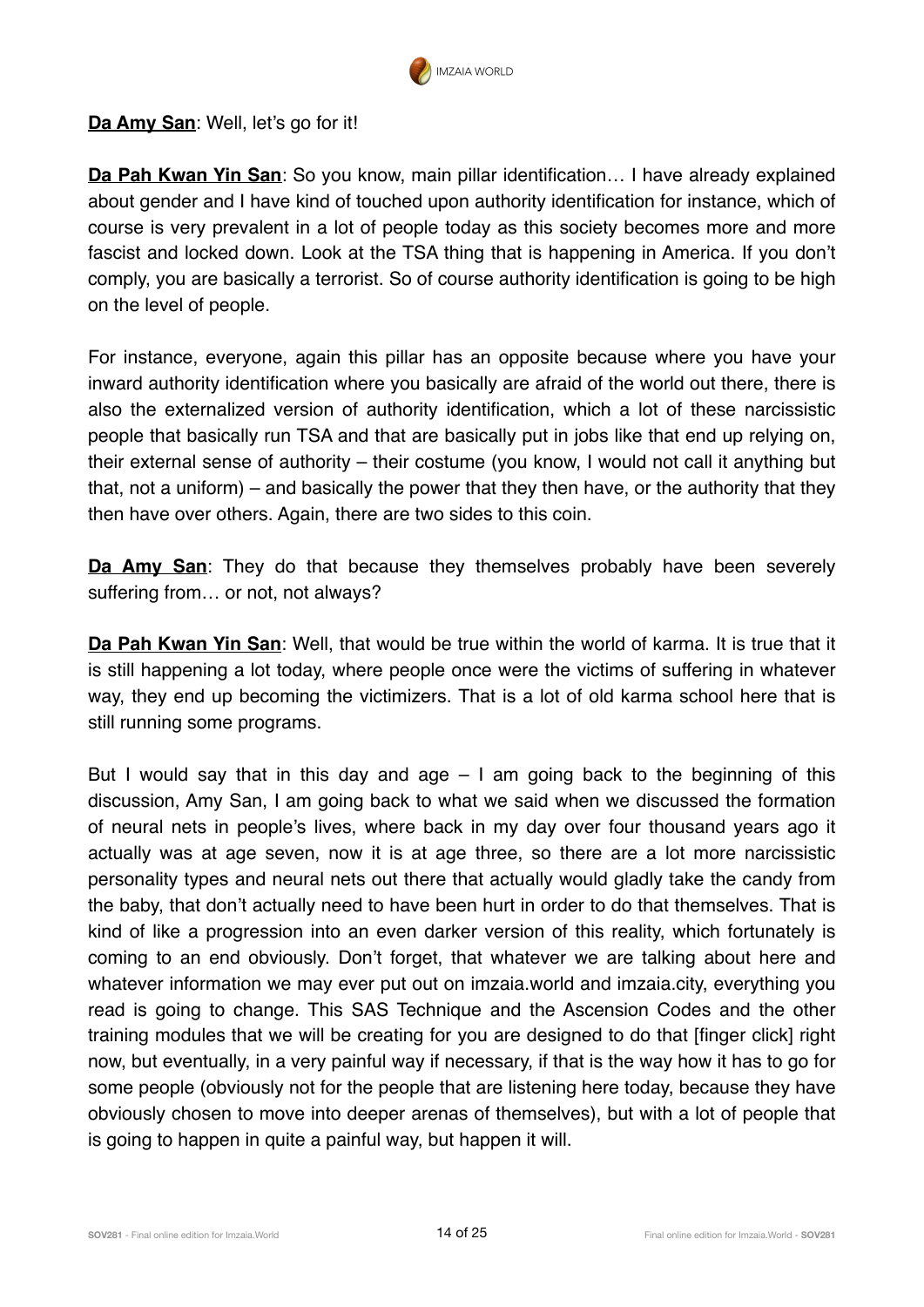**Da Amy San**: Well, let's go for it!

**Da Pah Kwan Yin San**: So you know, main pillar identification… I have already explained about gender and I have kind of touched upon authority identification for instance, which of course is very prevalent in a lot of people today as this society becomes more and more fascist and locked down. Look at the TSA thing that is happening in America. If you don't comply, you are basically a terrorist. So of course authority identification is going to be high on the level of people.

For instance, everyone, again this pillar has an opposite because where you have your inward authority identification where you basically are afraid of the world out there, there is also the externalized version of authority identification, which a lot of these narcissistic people that basically run TSA and that are basically put in jobs like that end up relying on, their external sense of authority – their costume (you know, I would not call it anything but that, not a uniform) – and basically the power that they then have, or the authority that they then have over others. Again, there are two sides to this coin.

**Da Amy San**: They do that because they themselves probably have been severely suffering from… or not, not always?

**Da Pah Kwan Yin San**: Well, that would be true within the world of karma. It is true that it is still happening a lot today, where people once were the victims of suffering in whatever way, they end up becoming the victimizers. That is a lot of old karma school here that is still running some programs.

But I would say that in this day and age – I am going back to the beginning of this discussion, Amy San, I am going back to what we said when we discussed the formation of neural nets in people's lives, where back in my day over four thousand years ago it actually was at age seven, now it is at age three, so there are a lot more narcissistic personality types and neural nets out there that actually would gladly take the candy from the baby, that don't actually need to have been hurt in order to do that themselves. That is kind of like a progression into an even darker version of this reality, which fortunately is coming to an end obviously. Don't forget, that whatever we are talking about here and whatever information we may ever put out on imzaia.world and imzaia.city, everything you read is going to change. This SAS Technique and the Ascension Codes and the other training modules that we will be creating for you are designed to do that [finger click] right now, but eventually, in a very painful way if necessary, if that is the way how it has to go for some people (obviously not for the people that are listening here today, because they have obviously chosen to move into deeper arenas of themselves), but with a lot of people that is going to happen in quite a painful way, but happen it will.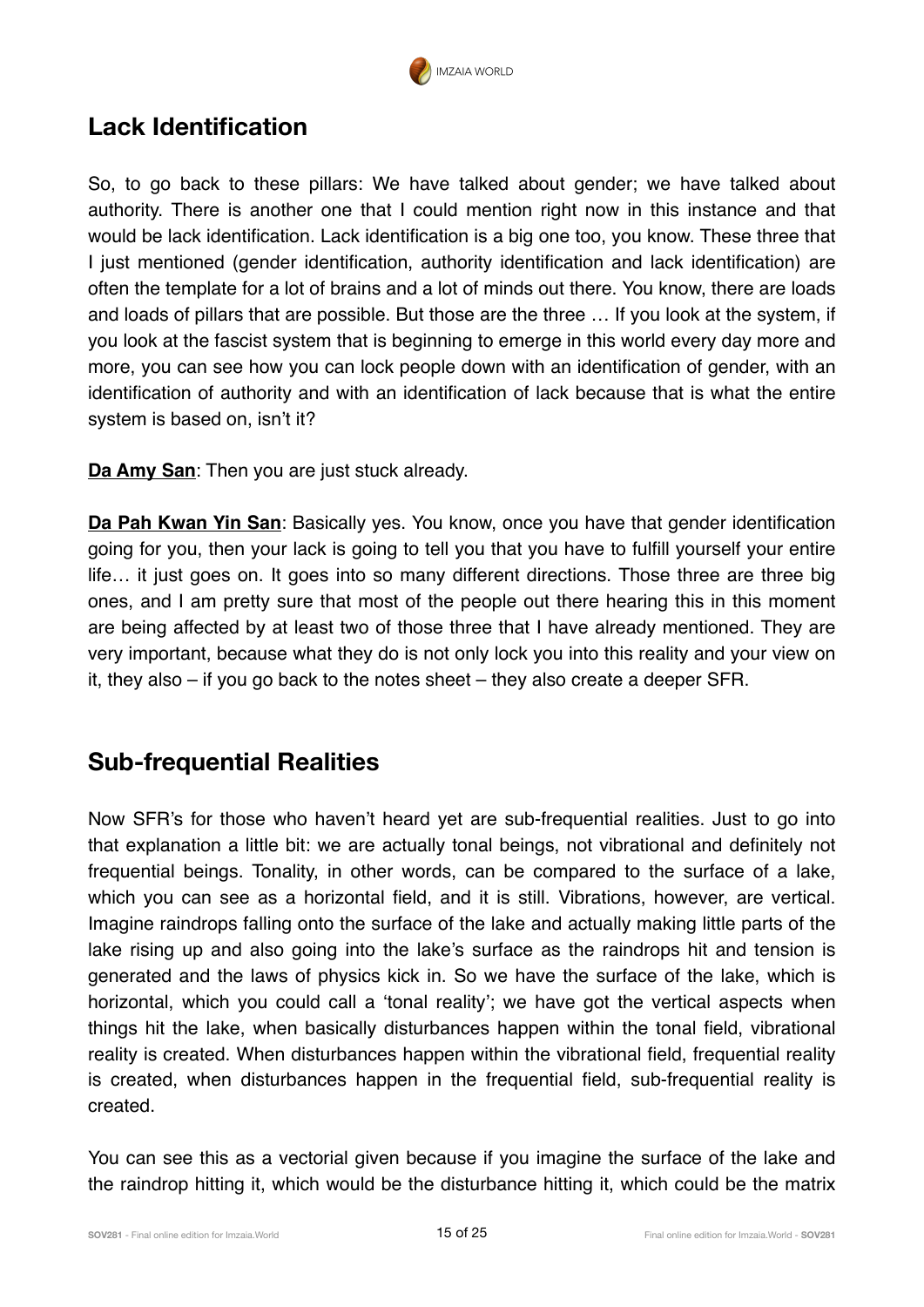## Lack Identification

So, to go back to these pillars: We have talked about gender; we have talked about authority. There is another one that I could mention right now in this instance and that would be lack identification. Lack identification is a big one too, you know. These three that I just mentioned (gender identification, authority identification and lack identification) are often the template for a lot of brains and a lot of minds out there. You know, there are loads and loads of pillars that are possible. But those are the three … If you look at the system, if you look at the fascist system that is beginning to emerge in this world every day more and more, you can see how you can lock people down with an identification of gender, with an identification of authority and with an identification of lack because that is what the entire system is based on, isn't it?

**Da Amy San**: Then you are just stuck already.

**Da Pah Kwan Yin San**: Basically yes. You know, once you have that gender identification going for you, then your lack is going to tell you that you have to fulfill yourself your entire life… it just goes on. It goes into so many different directions. Those three are three big ones, and I am pretty sure that most of the people out there hearing this in this moment are being affected by at least two of those three that I have already mentioned. They are very important, because what they do is not only lock you into this reality and your view on it, they also – if you go back to the notes sheet – they also create a deeper SFR.

## Sub-frequential Realities

Now SFR's for those who haven't heard yet are sub-frequential realities. Just to go into that explanation a little bit: we are actually tonal beings, not vibrational and definitely not frequential beings. Tonality, in other words, can be compared to the surface of a lake, which you can see as a horizontal field, and it is still. Vibrations, however, are vertical. Imagine raindrops falling onto the surface of the lake and actually making little parts of the lake rising up and also going into the lake's surface as the raindrops hit and tension is generated and the laws of physics kick in. So we have the surface of the lake, which is horizontal, which you could call a 'tonal reality'; we have got the vertical aspects when things hit the lake, when basically disturbances happen within the tonal field, vibrational reality is created. When disturbances happen within the vibrational field, frequential reality is created, when disturbances happen in the frequential field, sub-frequential reality is created.

You can see this as a vectorial given because if you imagine the surface of the lake and the raindrop hitting it, which would be the disturbance hitting it, which could be the matrix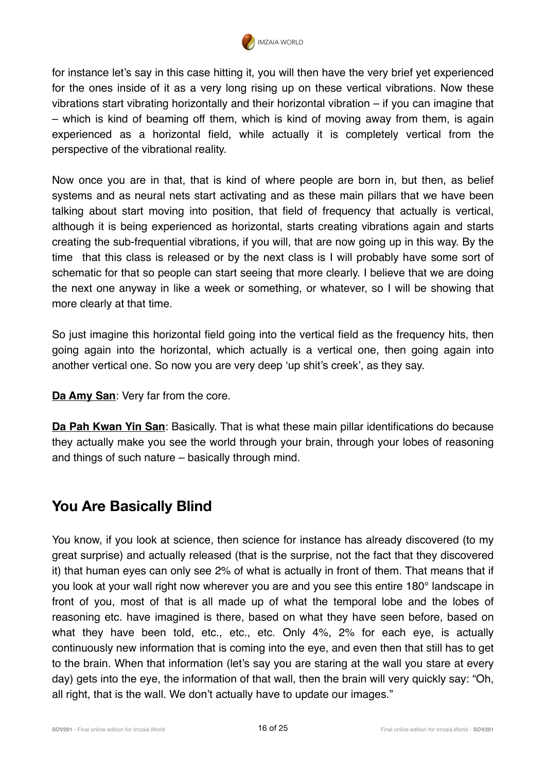for instance let's say in this case hitting it, you will then have the very brief yet experienced for the ones inside of it as a very long rising up on these vertical vibrations. Now these vibrations start vibrating horizontally and their horizontal vibration – if you can imagine that – which is kind of beaming off them, which is kind of moving away from them, is again experienced as a horizontal field, while actually it is completely vertical from the perspective of the vibrational reality.

Now once you are in that, that is kind of where people are born in, but then, as belief systems and as neural nets start activating and as these main pillars that we have been talking about start moving into position, that field of frequency that actually is vertical, although it is being experienced as horizontal, starts creating vibrations again and starts creating the sub-frequential vibrations, if you will, that are now going up in this way. By the time that this class is released or by the next class is I will probably have some sort of schematic for that so people can start seeing that more clearly. I believe that we are doing the next one anyway in like a week or something, or whatever, so I will be showing that more clearly at that time.

So just imagine this horizontal field going into the vertical field as the frequency hits, then going again into the horizontal, which actually is a vertical one, then going again into another vertical one. So now you are very deep 'up shit's creek', as they say.

**Da Amy San**: Very far from the core.

**Da Pah Kwan Yin San**: Basically. That is what these main pillar identifications do because they actually make you see the world through your brain, through your lobes of reasoning and things of such nature – basically through mind.

## You Are Basically Blind

You know, if you look at science, then science for instance has already discovered (to my great surprise) and actually released (that is the surprise, not the fact that they discovered it) that human eyes can only see 2% of what is actually in front of them. That means that if you look at your wall right now wherever you are and you see this entire 180° landscape in front of you, most of that is all made up of what the temporal lobe and the lobes of reasoning etc. have imagined is there, based on what they have seen before, based on what they have been told, etc., etc., etc. Only 4%, 2% for each eye, is actually continuously new information that is coming into the eye, and even then that still has to get to the brain. When that information (let's say you are staring at the wall you stare at every day) gets into the eye, the information of that wall, then the brain will very quickly say: "Oh, all right, that is the wall. We don't actually have to update our images."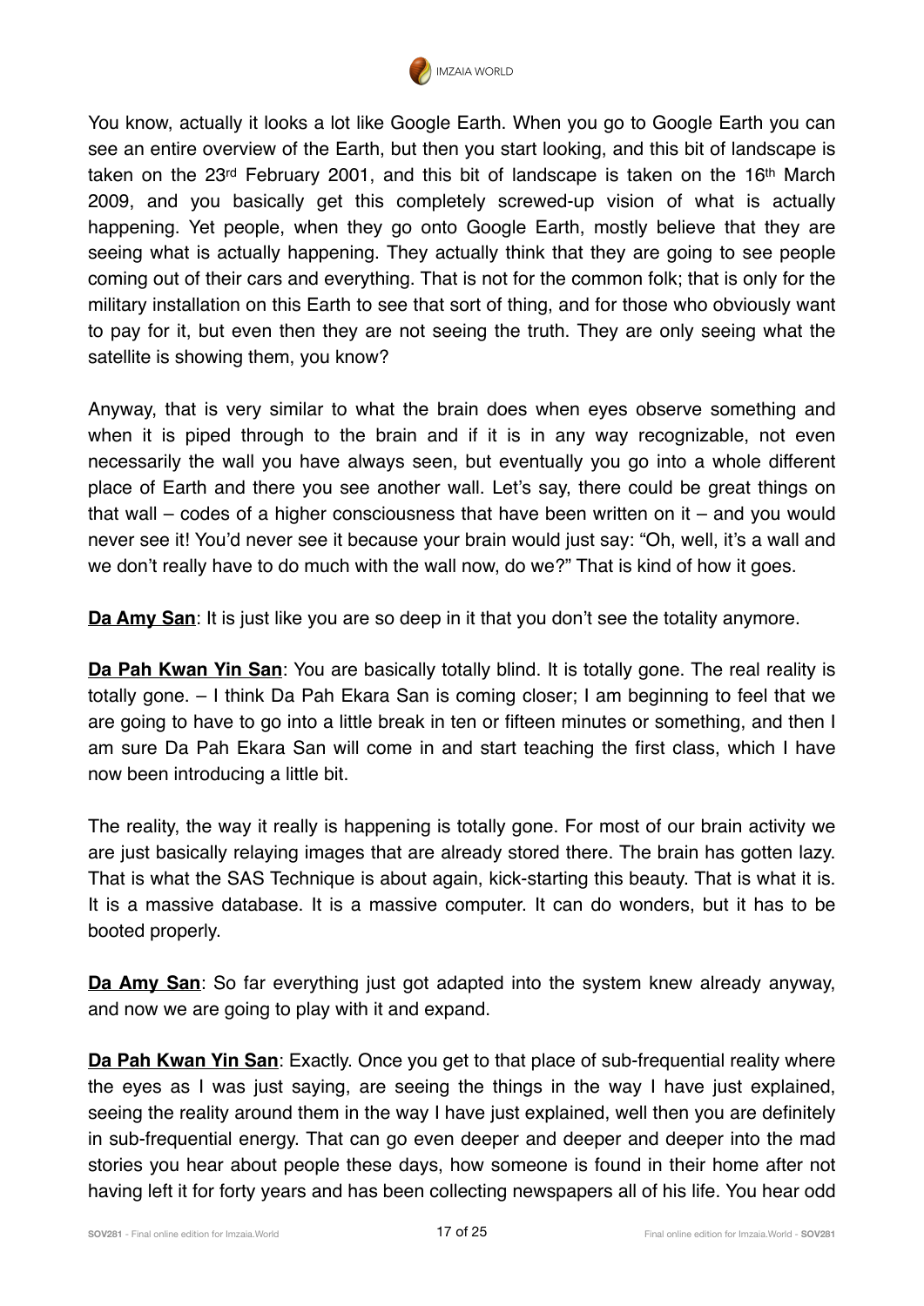You know, actually it looks a lot like Google Earth. When you go to Google Earth you can see an entire overview of the Earth, but then you start looking, and this bit of landscape is taken on the 23rd February 2001, and this bit of landscape is taken on the 16th March 2009, and you basically get this completely screwed-up vision of what is actually happening. Yet people, when they go onto Google Earth, mostly believe that they are seeing what is actually happening. They actually think that they are going to see people coming out of their cars and everything. That is not for the common folk; that is only for the military installation on this Earth to see that sort of thing, and for those who obviously want to pay for it, but even then they are not seeing the truth. They are only seeing what the satellite is showing them, you know?

Anyway, that is very similar to what the brain does when eyes observe something and when it is piped through to the brain and if it is in any way recognizable, not even necessarily the wall you have always seen, but eventually you go into a whole different place of Earth and there you see another wall. Let's say, there could be great things on that wall – codes of a higher consciousness that have been written on it – and you would never see it! You'd never see it because your brain would just say: "Oh, well, it's a wall and we don't really have to do much with the wall now, do we?" That is kind of how it goes.

**Da Amy San**: It is just like you are so deep in it that you don't see the totality anymore.

**Da Pah Kwan Yin San**: You are basically totally blind. It is totally gone. The real reality is totally gone. – I think Da Pah Ekara San is coming closer; I am beginning to feel that we are going to have to go into a little break in ten or fifteen minutes or something, and then I am sure Da Pah Ekara San will come in and start teaching the first class, which I have now been introducing a little bit.

The reality, the way it really is happening is totally gone. For most of our brain activity we are just basically relaying images that are already stored there. The brain has gotten lazy. That is what the SAS Technique is about again, kick-starting this beauty. That is what it is. It is a massive database. It is a massive computer. It can do wonders, but it has to be booted properly.

**Da Amy San**: So far everything just got adapted into the system knew already anyway, and now we are going to play with it and expand.

**Da Pah Kwan Yin San**: Exactly. Once you get to that place of sub-frequential reality where the eyes as I was just saying, are seeing the things in the way I have just explained, seeing the reality around them in the way I have just explained, well then you are definitely in sub-frequential energy. That can go even deeper and deeper and deeper into the mad stories you hear about people these days, how someone is found in their home after not having left it for forty years and has been collecting newspapers all of his life. You hear odd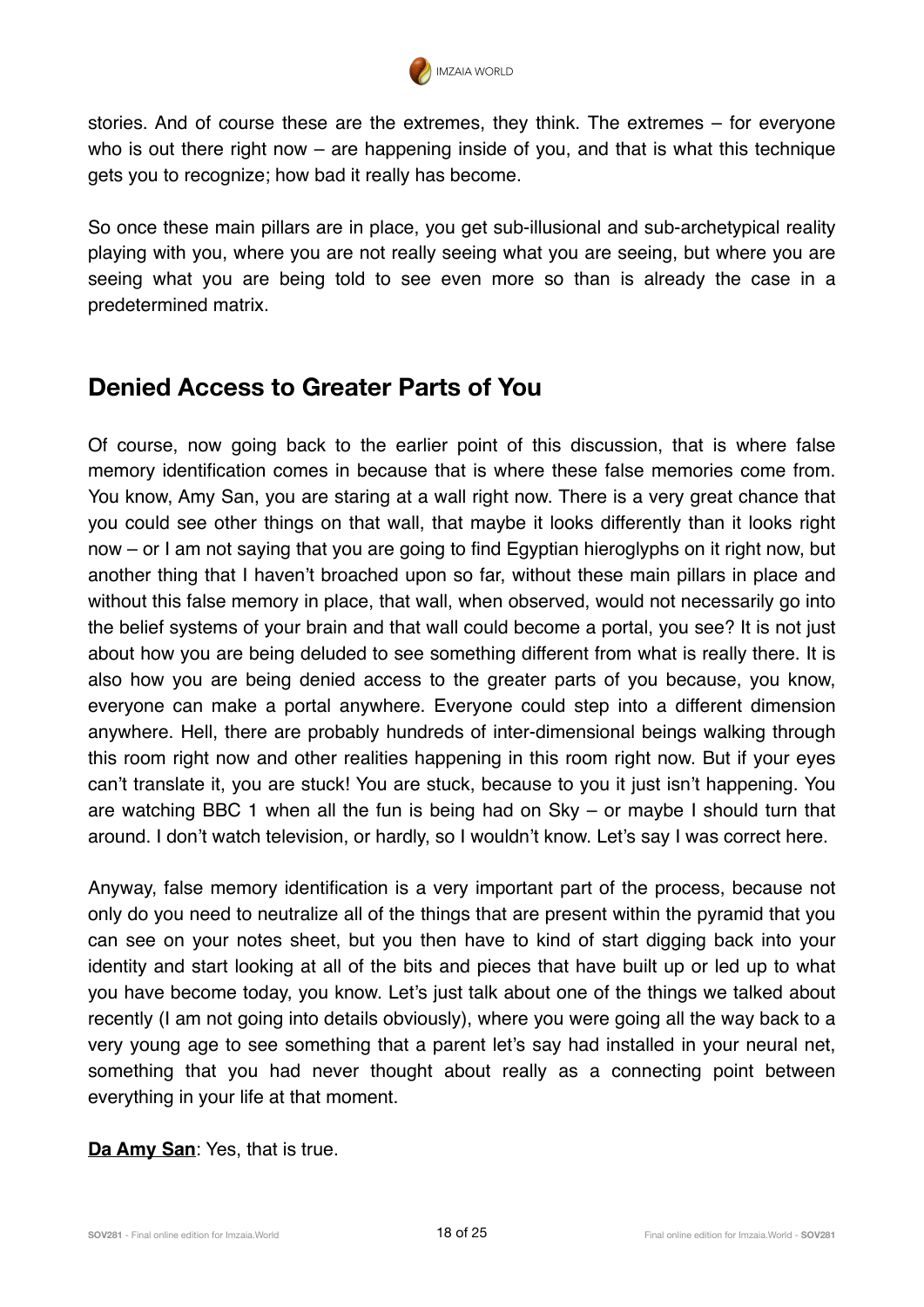stories. And of course these are the extremes, they think. The extremes – for everyone who is out there right now – are happening inside of you, and that is what this technique gets you to recognize; how bad it really has become.

So once these main pillars are in place, you get sub-illusional and sub-archetypical reality playing with you, where you are not really seeing what you are seeing, but where you are seeing what you are being told to see even more so than is already the case in a predetermined matrix.

## Denied Access to Greater Parts of You

Of course, now going back to the earlier point of this discussion, that is where false memory identification comes in because that is where these false memories come from. You know, Amy San, you are staring at a wall right now. There is a very great chance that you could see other things on that wall, that maybe it looks differently than it looks right now – or I am not saying that you are going to find Egyptian hieroglyphs on it right now, but another thing that I haven't broached upon so far, without these main pillars in place and without this false memory in place, that wall, when observed, would not necessarily go into the belief systems of your brain and that wall could become a portal, you see? It is not just about how you are being deluded to see something different from what is really there. It is also how you are being denied access to the greater parts of you because, you know, everyone can make a portal anywhere. Everyone could step into a different dimension anywhere. Hell, there are probably hundreds of inter-dimensional beings walking through this room right now and other realities happening in this room right now. But if your eyes can't translate it, you are stuck! You are stuck, because to you it just isn't happening. You are watching BBC 1 when all the fun is being had on Sky – or maybe I should turn that around. I don't watch television, or hardly, so I wouldn't know. Let's say I was correct here.

Anyway, false memory identification is a very important part of the process, because not only do you need to neutralize all of the things that are present within the pyramid that you can see on your notes sheet, but you then have to kind of start digging back into your identity and start looking at all of the bits and pieces that have built up or led up to what you have become today, you know. Let's just talk about one of the things we talked about recently (I am not going into details obviously), where you were going all the way back to a very young age to see something that a parent let's say had installed in your neural net, something that you had never thought about really as a connecting point between everything in your life at that moment.

**<u>Da Amy San</u>**: Yes, that is true.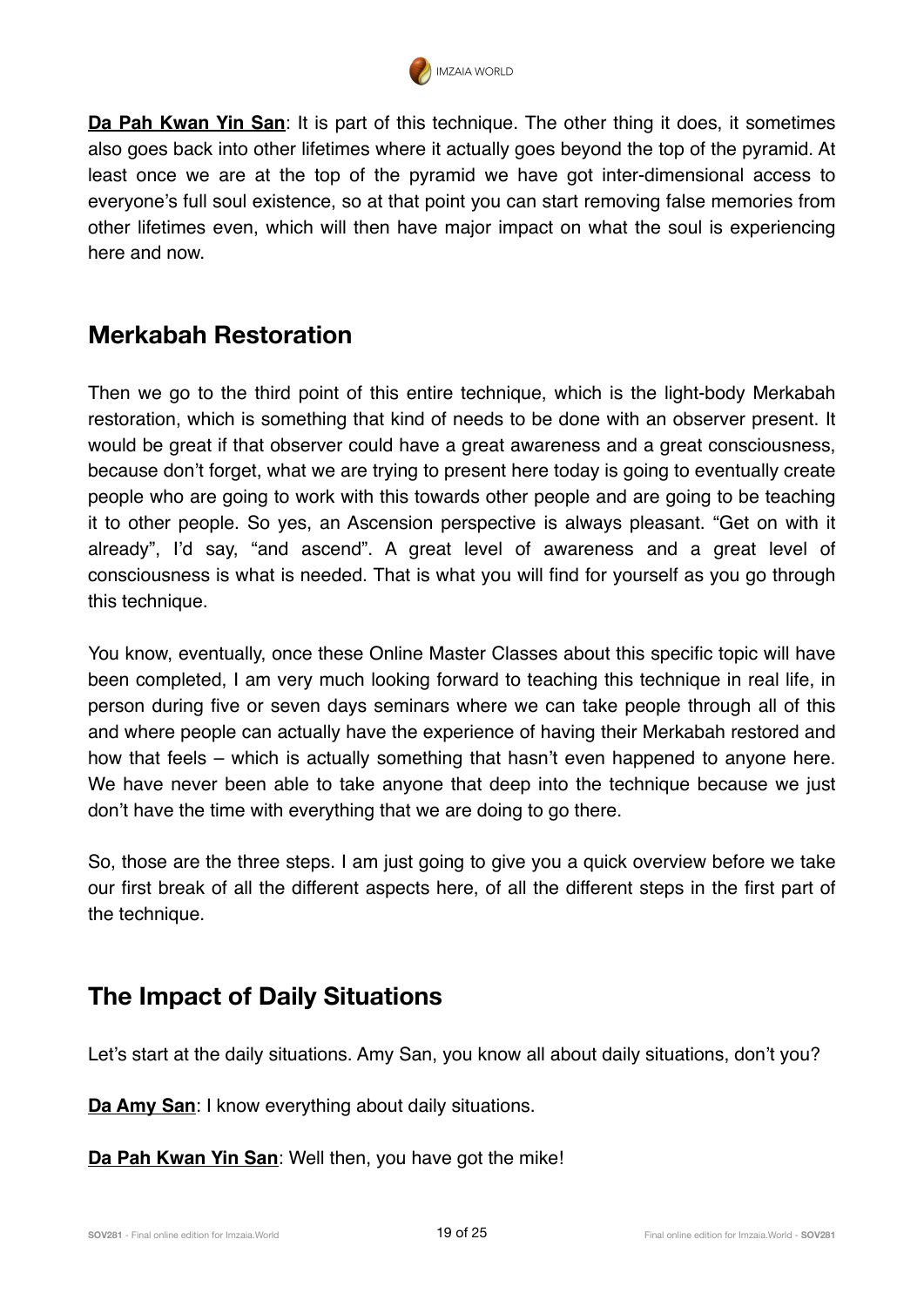**Da Pah Kwan Yin San**: It is part of this technique. The other thing it does, it sometimes also goes back into other lifetimes where it actually goes beyond the top of the pyramid. At least once we are at the top of the pyramid we have got inter-dimensional access to everyone's full soul existence, so at that point you can start removing false memories from other lifetimes even, which will then have major impact on what the soul is experiencing here and now.

## Merkabah Restoration

Then we go to the third point of this entire technique, which is the light-body Merkabah restoration, which is something that kind of needs to be done with an observer present. It would be great if that observer could have a great awareness and a great consciousness, because don't forget, what we are trying to present here today is going to eventually create people who are going to work with this towards other people and are going to be teaching it to other people. So yes, an Ascension perspective is always pleasant. "Get on with it already", I'd say, "and ascend". A great level of awareness and a great level of consciousness is what is needed. That is what you will find for yourself as you go through this technique.

You know, eventually, once these Online Master Classes about this specific topic will have been completed, I am very much looking forward to teaching this technique in real life, in person during five or seven days seminars where we can take people through all of this and where people can actually have the experience of having their Merkabah restored and how that feels – which is actually something that hasn't even happened to anyone here. We have never been able to take anyone that deep into the technique because we just don't have the time with everything that we are doing to go there.

So, those are the three steps. I am just going to give you a quick overview before we take our first break of all the different aspects here, of all the different steps in the first part of the technique.

## The Impact of Daily Situations

Let's start at the daily situations. Amy San, you know all about daily situations, don't you?

**Da Amy San**: I know everything about daily situations.

**Da Pah Kwan Yin San**: Well then, you have got the mike!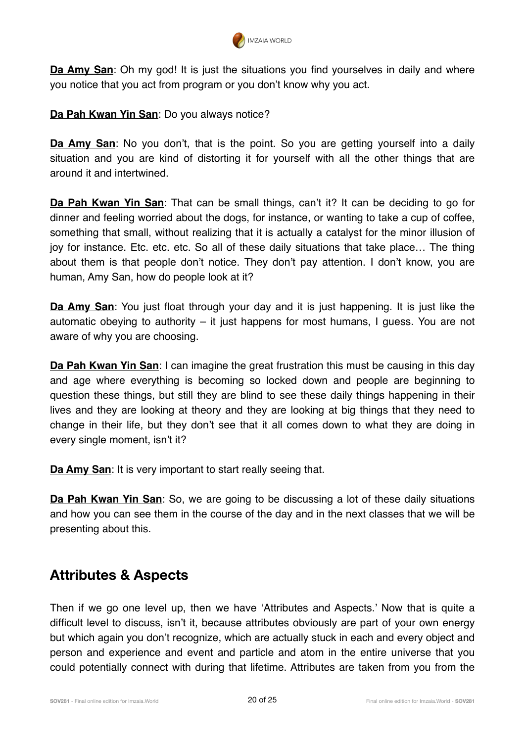**Da Amy San**: Oh my god! It is just the situations you find yourselves in daily and where you notice that you act from program or you don't know why you act.

**Da Pah Kwan Yin San**: Do you always notice?

**Da Amy San**: No you don't, that is the point. So you are getting yourself into a daily situation and you are kind of distorting it for yourself with all the other things that are around it and intertwined.

**Da Pah Kwan Yin San**: That can be small things, can't it? It can be deciding to go for dinner and feeling worried about the dogs, for instance, or wanting to take a cup of coffee, something that small, without realizing that it is actually a catalyst for the minor illusion of joy for instance. Etc. etc. etc. So all of these daily situations that take place… The thing about them is that people don't notice. They don't pay attention. I don't know, you are human, Amy San, how do people look at it?

**Da Amy San**: You just float through your day and it is just happening. It is just like the automatic obeying to authority – it just happens for most humans, I guess. You are not aware of why you are choosing.

**Da Pah Kwan Yin San**: I can imagine the great frustration this must be causing in this day and age where everything is becoming so locked down and people are beginning to question these things, but still they are blind to see these daily things happening in their lives and they are looking at theory and they are looking at big things that they need to change in their life, but they don't see that it all comes down to what they are doing in every single moment, isn't it?

**Da Amy San**: It is very important to start really seeing that.

**Da Pah Kwan Yin San**: So, we are going to be discussing a lot of these daily situations and how you can see them in the course of the day and in the next classes that we will be presenting about this.

## Attributes & Aspects

Then if we go one level up, then we have 'Attributes and Aspects.' Now that is quite a difficult level to discuss, isn't it, because attributes obviously are part of your own energy but which again you don't recognize, which are actually stuck in each and every object and person and experience and event and particle and atom in the entire universe that you could potentially connect with during that lifetime. Attributes are taken from you from the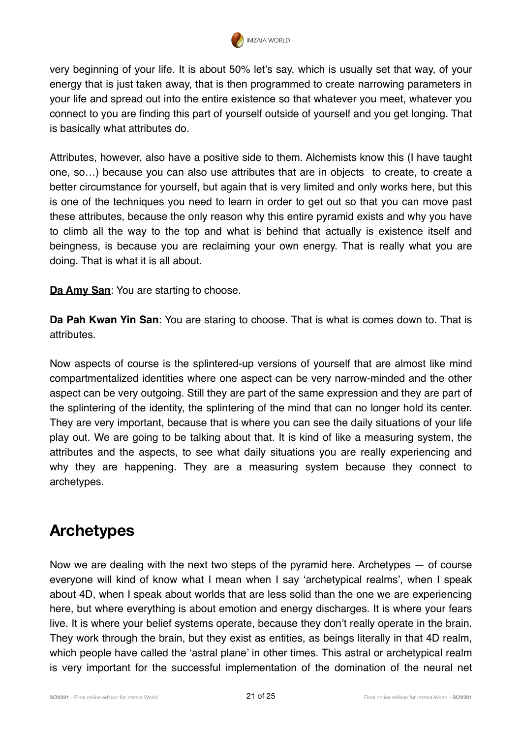very beginning of your life. It is about 50% let's say, which is usually set that way, of your energy that is just taken away, that is then programmed to create narrowing parameters in your life and spread out into the entire existence so that whatever you meet, whatever you connect to you are finding this part of yourself outside of yourself and you get longing. That is basically what attributes do.

Attributes, however, also have a positive side to them. Alchemists know this (I have taught one, so…) because you can also use attributes that are in objects to create, to create a better circumstance for yourself, but again that is very limited and only works here, but this is one of the techniques you need to learn in order to get out so that you can move past these attributes, because the only reason why this entire pyramid exists and why you have to climb all the way to the top and what is behind that actually is existence itself and beingness, is because you are reclaiming your own energy. That is really what you are doing. That is what it is all about.

**Da Amy San**: You are starting to choose.

**Da Pah Kwan Yin San**: You are staring to choose. That is what is comes down to. That is attributes.

Now aspects of course is the splintered-up versions of yourself that are almost like mind compartmentalized identities where one aspect can be very narrow-minded and the other aspect can be very outgoing. Still they are part of the same expression and they are part of the splintering of the identity, the splintering of the mind that can no longer hold its center. They are very important, because that is where you can see the daily situations of your life play out. We are going to be talking about that. It is kind of like a measuring system, the attributes and the aspects, to see what daily situations you are really experiencing and why they are happening. They are a measuring system because they connect to archetypes.

## Archetypes

Now we are dealing with the next two steps of the pyramid here. Archetypes — of course everyone will kind of know what I mean when I say 'archetypical realms', when I speak about 4D, when I speak about worlds that are less solid than the one we are experiencing here, but where everything is about emotion and energy discharges. It is where your fears live. It is where your belief systems operate, because they don't really operate in the brain. They work through the brain, but they exist as entities, as beings literally in that 4D realm, which people have called the 'astral plane' in other times. This astral or archetypical realm is very important for the successful implementation of the domination of the neural net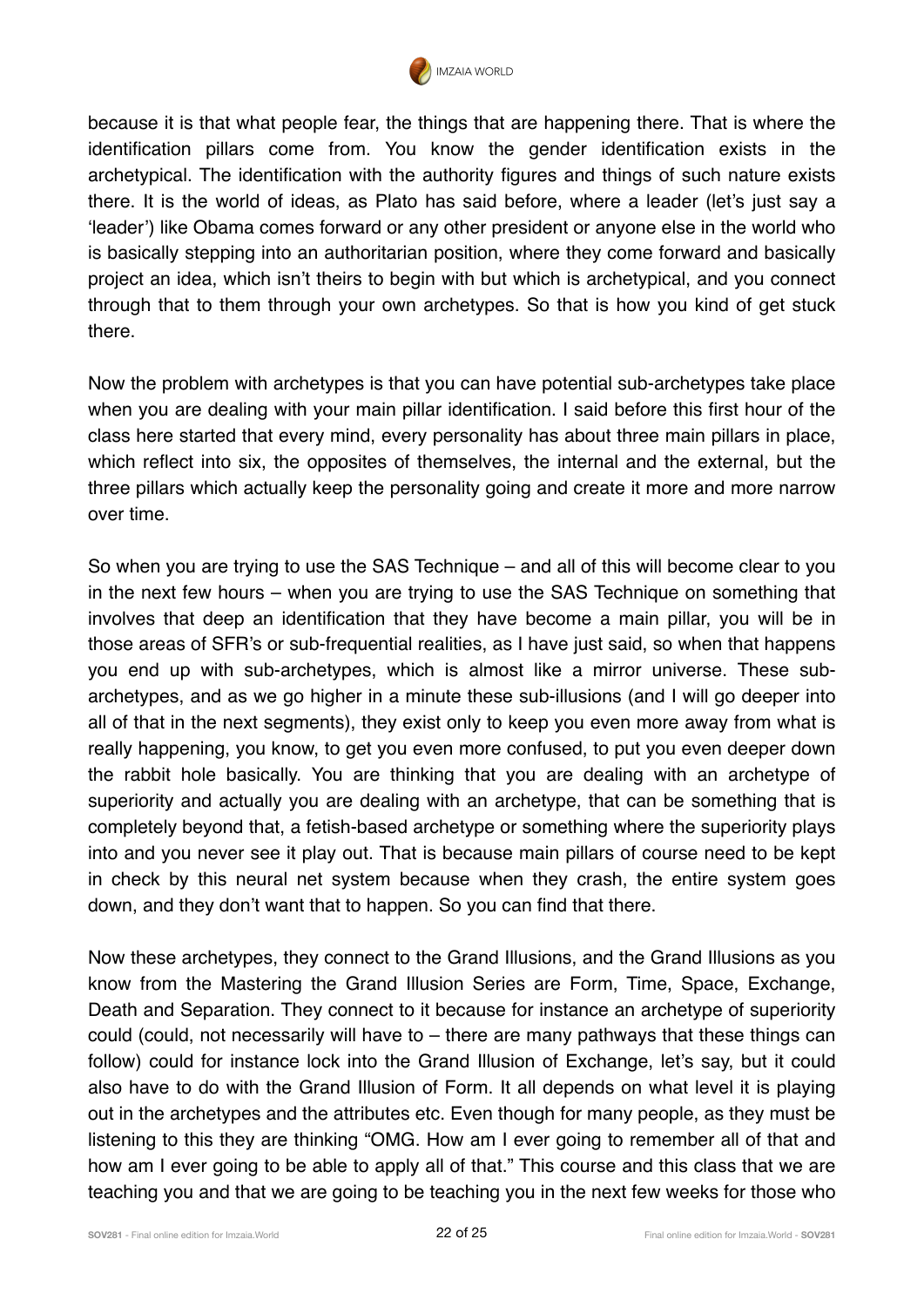because it is that what people fear, the things that are happening there. That is where the identification pillars come from. You know the gender identification exists in the archetypical. The identification with the authority figures and things of such nature exists there. It is the world of ideas, as Plato has said before, where a leader (let's just say a 'leader') like Obama comes forward or any other president or anyone else in the world who is basically stepping into an authoritarian position, where they come forward and basically project an idea, which isn't theirs to begin with but which is archetypical, and you connect through that to them through your own archetypes. So that is how you kind of get stuck there.

Now the problem with archetypes is that you can have potential sub-archetypes take place when you are dealing with your main pillar identification. I said before this first hour of the class here started that every mind, every personality has about three main pillars in place, which reflect into six, the opposites of themselves, the internal and the external, but the three pillars which actually keep the personality going and create it more and more narrow over time.

So when you are trying to use the SAS Technique – and all of this will become clear to you in the next few hours – when you are trying to use the SAS Technique on something that involves that deep an identification that they have become a main pillar, you will be in those areas of SFR's or sub-frequential realities, as I have just said, so when that happens you end up with sub-archetypes, which is almost like a mirror universe. These sub-archetypes, and as we go higher in a minute these sub-illusions (and I will go deeper into all of that in the next segments), they exist only to keep you even more away from what is really happening, you know, to get you even more confused, to put you even deeper down the rabbit hole basically. You are thinking that you are dealing with an archetype of superiority and actually you are dealing with an archetype, that can be something that is completely beyond that, a fetish-based archetype or something where the superiority plays into and you never see it play out. That is because main pillars of course need to be kept in check by this neural net system because when they crash, the entire system goes down, and they don't want that to happen. So you can find that there.

Now these archetypes, they connect to the Grand Illusions, and the Grand Illusions as you know from the Mastering the Grand Illusion Series are Form, Time, Space, Exchange, Death and Separation. They connect to it because for instance an archetype of superiority could (could, not necessarily will have to – there are many pathways that these things can follow) could for instance lock into the Grand Illusion of Exchange, let's say, but it could also have to do with the Grand Illusion of Form. It all depends on what level it is playing out in the archetypes and the attributes etc. Even though for many people, as they must be listening to this they are thinking "OMG. How am I ever going to remember all of that and how am I ever going to be able to apply all of that." This course and this class that we are teaching you and that we are going to be teaching you in the next few weeks for those who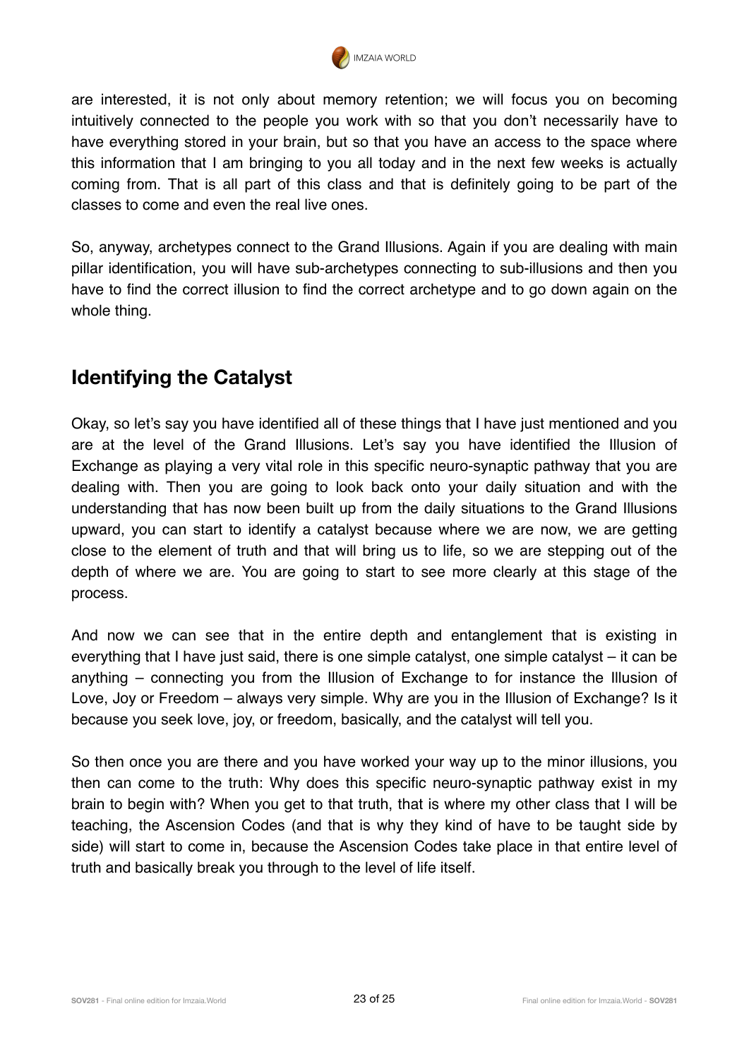are interested, it is not only about memory retention; we will focus you on becoming intuitively connected to the people you work with so that you don't necessarily have to have everything stored in your brain, but so that you have an access to the space where this information that I am bringing to you all today and in the next few weeks is actually coming from. That is all part of this class and that is definitely going to be part of the classes to come and even the real live ones.

So, anyway, archetypes connect to the Grand Illusions. Again if you are dealing with main pillar identification, you will have sub-archetypes connecting to sub-illusions and then you have to find the correct illusion to find the correct archetype and to go down again on the whole thing.

## Identifying the Catalyst

Okay, so let's say you have identified all of these things that I have just mentioned and you are at the level of the Grand Illusions. Let's say you have identified the Illusion of Exchange as playing a very vital role in this specific neuro-synaptic pathway that you are dealing with. Then you are going to look back onto your daily situation and with the understanding that has now been built up from the daily situations to the Grand Illusions upward, you can start to identify a catalyst because where we are now, we are getting close to the element of truth and that will bring us to life, so we are stepping out of the depth of where we are. You are going to start to see more clearly at this stage of the process.

And now we can see that in the entire depth and entanglement that is existing in everything that I have just said, there is one simple catalyst, one simple catalyst – it can be anything – connecting you from the Illusion of Exchange to for instance the Illusion of Love, Joy or Freedom – always very simple. Why are you in the Illusion of Exchange? Is it because you seek love, joy, or freedom, basically, and the catalyst will tell you.

So then once you are there and you have worked your way up to the minor illusions, you then can come to the truth: Why does this specific neuro-synaptic pathway exist in my brain to begin with? When you get to that truth, that is where my other class that I will be teaching, the Ascension Codes (and that is why they kind of have to be taught side by side) will start to come in, because the Ascension Codes take place in that entire level of truth and basically break you through to the level of life itself.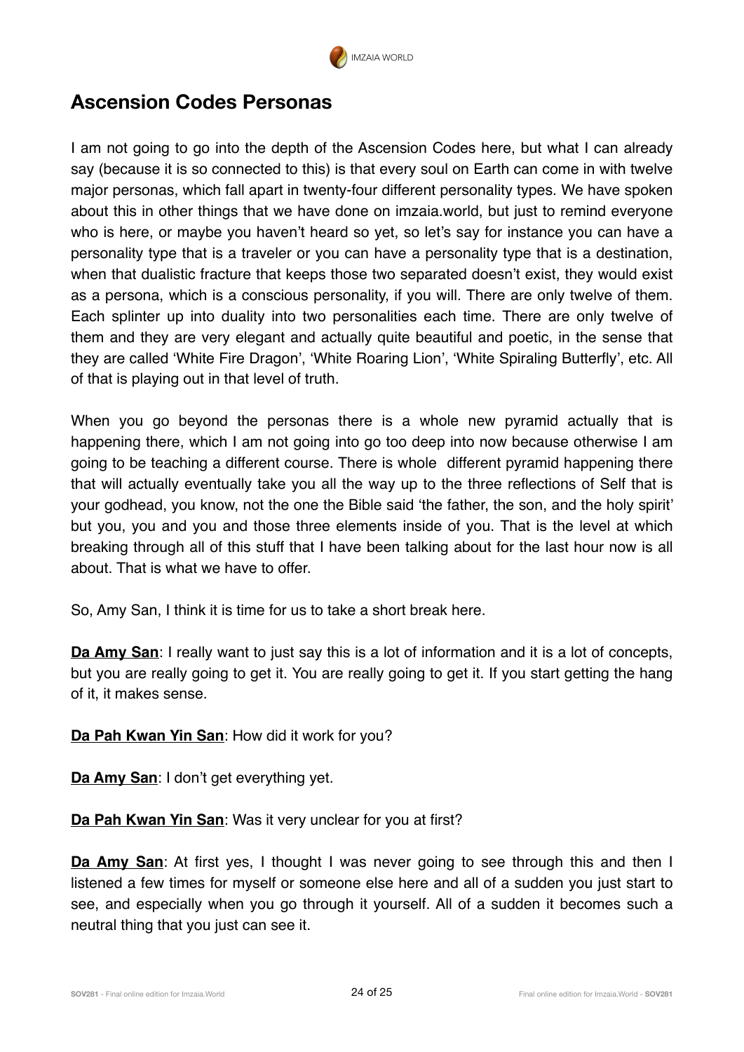## Ascension Codes Personas

I am not going to go into the depth of the Ascension Codes here, but what I can already say (because it is so connected to this) is that every soul on Earth can come in with twelve major personas, which fall apart in twenty-four different personality types. We have spoken about this in other things that we have done on imzaia.world, but just to remind everyone who is here, or maybe you haven't heard so yet, so let's say for instance you can have a personality type that is a traveler or you can have a personality type that is a destination, when that dualistic fracture that keeps those two separated doesn't exist, they would exist as a persona, which is a conscious personality, if you will. There are only twelve of them. Each splinter up into duality into two personalities each time. There are only twelve of them and they are very elegant and actually quite beautiful and poetic, in the sense that they are called 'White Fire Dragon', 'White Roaring Lion', 'White Spiraling Butterfly', etc. All of that is playing out in that level of truth.

When you go beyond the personas there is a whole new pyramid actually that is happening there, which I am not going into go too deep into now because otherwise I am going to be teaching a different course. There is whole different pyramid happening there that will actually eventually take you all the way up to the three reflections of Self that is your godhead, you know, not the one the Bible said 'the father, the son, and the holy spirit' but you, you and you and those three elements inside of you. That is the level at which breaking through all of this stuff that I have been talking about for the last hour now is all about. That is what we have to offer.

So, Amy San, I think it is time for us to take a short break here.

**Da Amy San**: I really want to just say this is a lot of information and it is a lot of concepts, but you are really going to get it. You are really going to get it. If you start getting the hang of it, it makes sense.

**Da Pah Kwan Yin San**: How did it work for you?

**Da Amy San**: I don't get everything yet.

**Da Pah Kwan Yin San**: Was it very unclear for you at first?

**Da Amy San**: At first yes, I thought I was never going to see through this and then I listened a few times for myself or someone else here and all of a sudden you just start to see, and especially when you go through it yourself. All of a sudden it becomes such a neutral thing that you just can see it.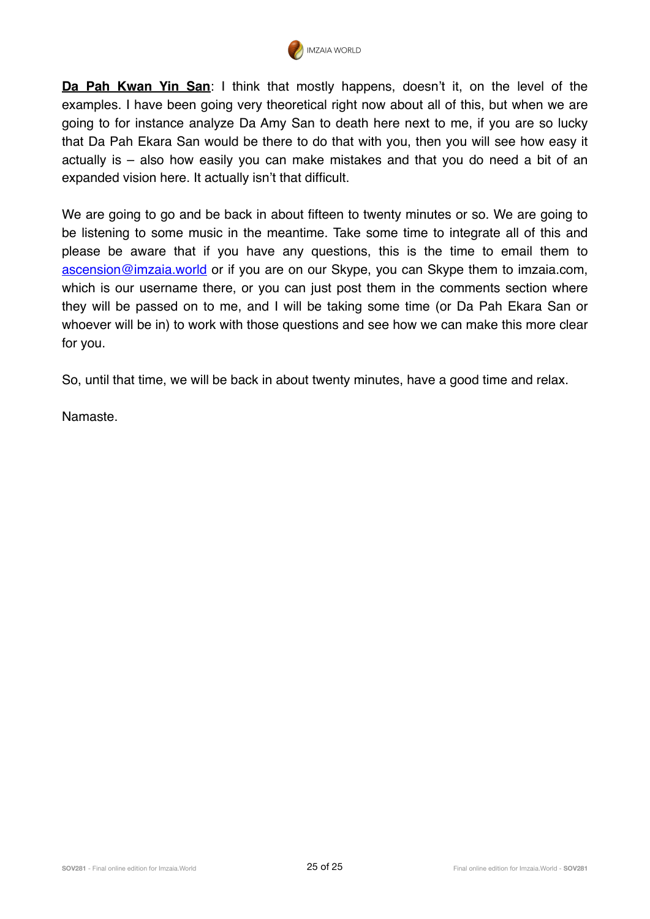**Da Pah Kwan Yin San**: I think that mostly happens, doesn't it, on the level of the examples. I have been going very theoretical right now about all of this, but when we are going to for instance analyze Da Amy San to death here next to me, if you are so lucky that Da Pah Ekara San would be there to do that with you, then you will see how easy it actually is – also how easily you can make mistakes and that you do need a bit of an expanded vision here. It actually isn't that difficult.

We are going to go and be back in about fifteen to twenty minutes or so. We are going to be listening to some music in the meantime. Take some time to integrate all of this and please be aware that if you have any questions, this is the time to email them to ascension@imzaia.world or if you are on our Skype, you can Skype them to imzaia.com, which is our username there, or you can just post them in the comments section where they will be passed on to me, and I will be taking some time (or Da Pah Ekara San or whoever will be in) to work with those questions and see how we can make this more clear for you.

So, until that time, we will be back in about twenty minutes, have a good time and relax.

Namaste.